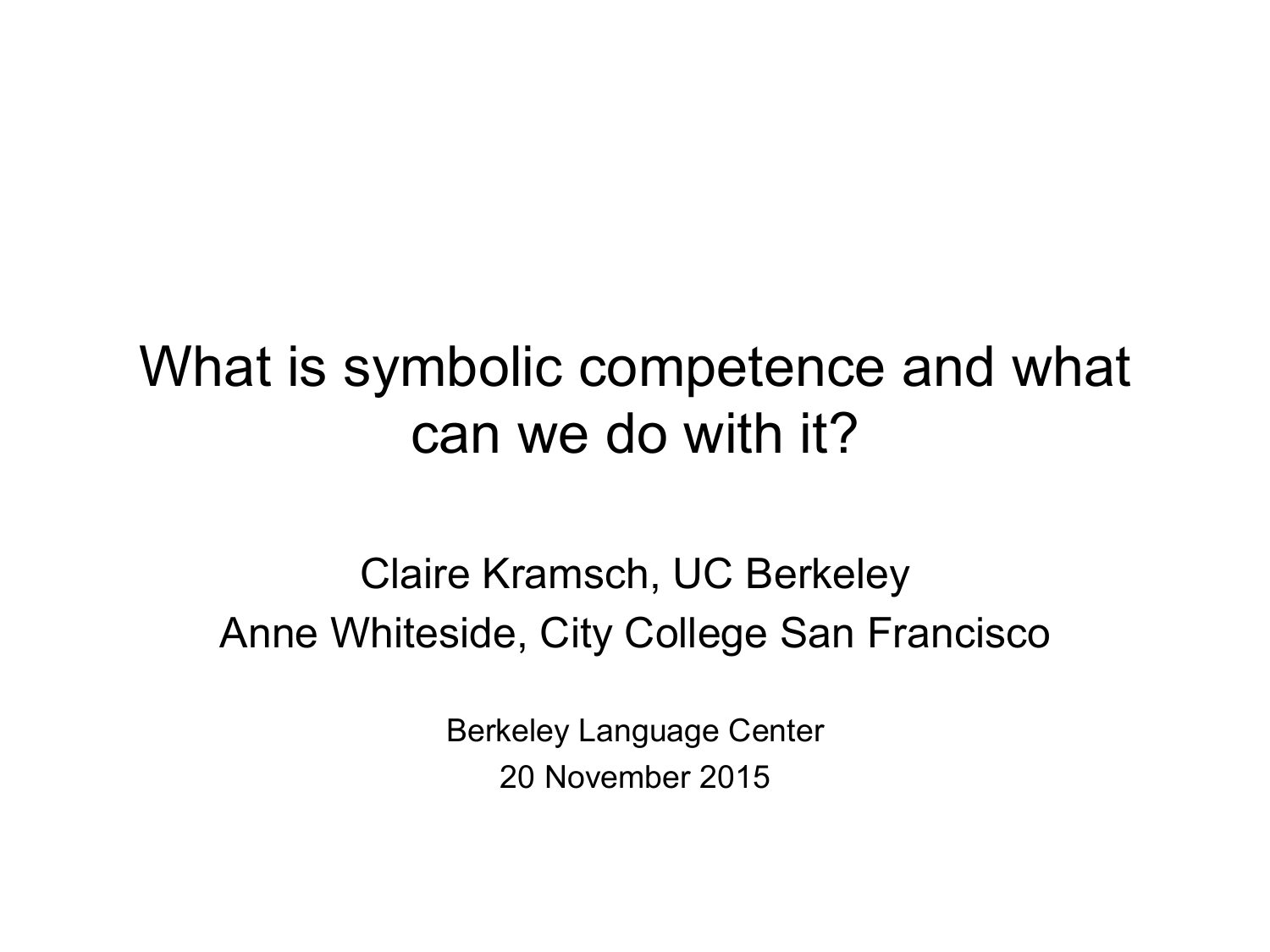# What is symbolic competence and what can we do with it?

Claire Kramsch, UC Berkeley

Anne Whiteside, City College San Francisco

Berkeley Language Center

20 November 2015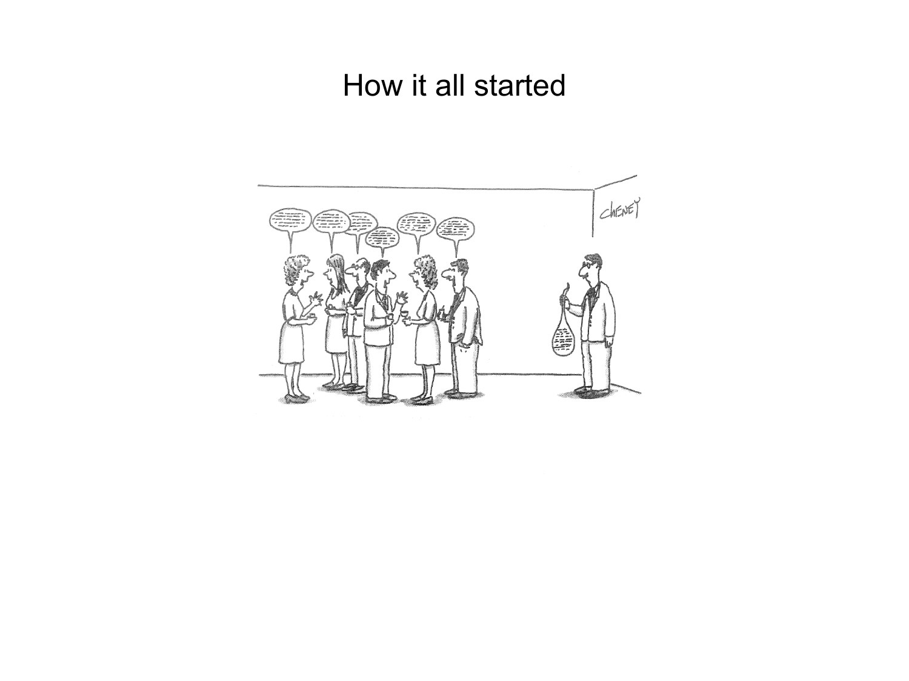# How it all started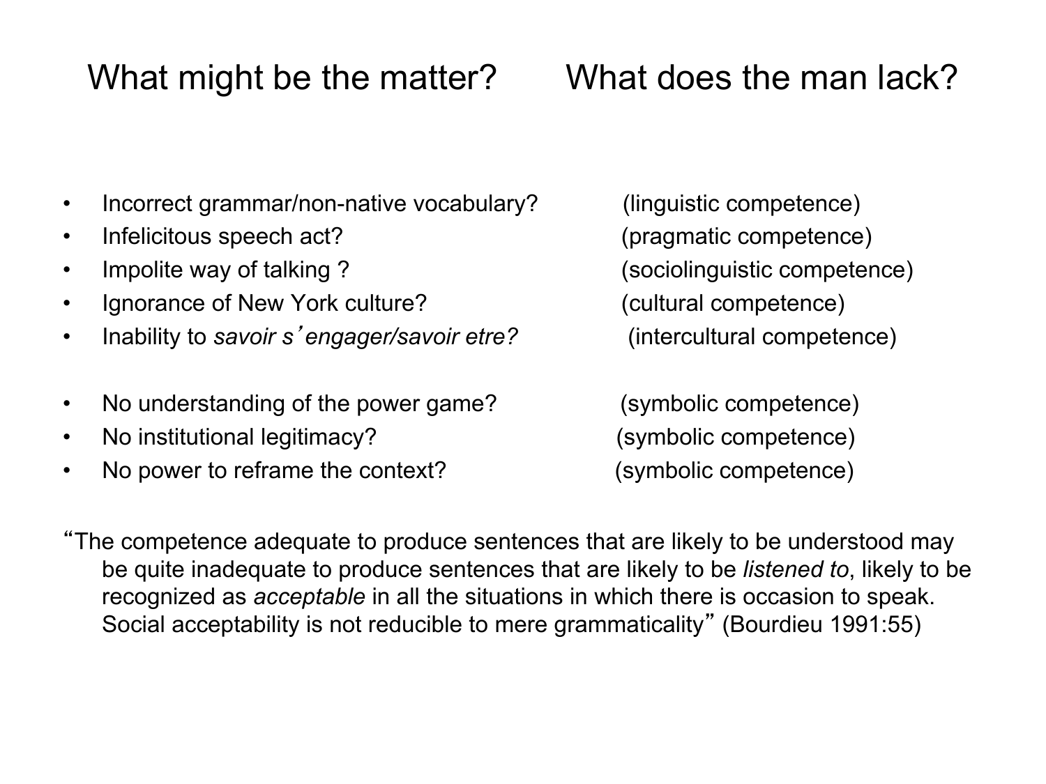# What might be the matter? What does the man lack?

- Incorrect grammar/non-native vocabulary? (linguistic competence)
- Infelicitous speech act? (pragmatic competence)
- Impolite way of talking ? (sociolinguistic competence)
- Ignorance of New York culture? (cultural competence)
- Inability to *savoir s'engager/savoir etre?* (intercultural competence)

- No understanding of the power game? (symbolic competence)
- No institutional legitimacy? (symbolic competence)
- No power to reframe the context? (symbolic competence)

"The competence adequate to produce sentences that are likely to be understood may be quite inadequate to produce sentences that are likely to be *listened to*, likely to be recognized as *acceptable* in all the situations in which there is occasion to speak. Social acceptability is not reducible to mere grammaticality" (Bourdieu 1991:55)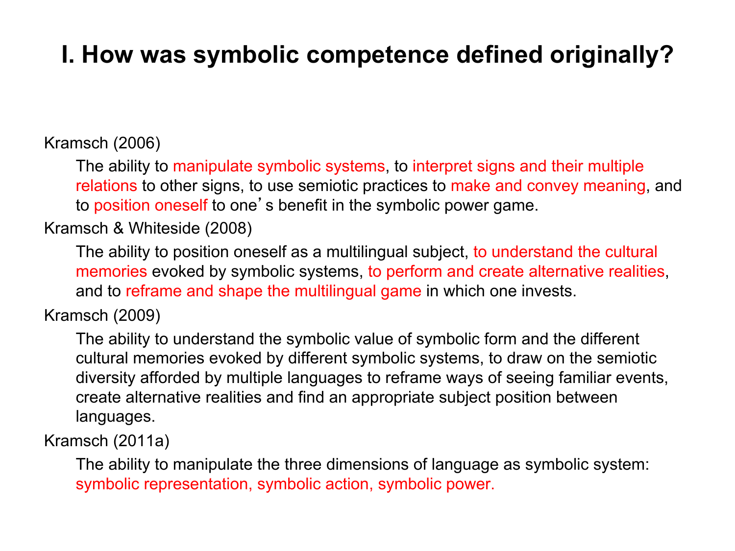# I. How was symbolic competence defined originally?

Kramsch (2006)

> The ability to manipulate symbolic systems, to interpret signs and their multiple relations to other signs, to use semiotic practices to make and convey meaning, and to position oneself to one's benefit in the symbolic power game.

Kramsch & Whiteside (2008)

> The ability to position oneself as a multilingual subject, to understand the cultural memories evoked by symbolic systems, to perform and create alternative realities, and to reframe and shape the multilingual game in which one invests.

Kramsch (2009)

> The ability to understand the symbolic value of symbolic form and the different cultural memories evoked by different symbolic systems, to draw on the semiotic diversity afforded by multiple languages to reframe ways of seeing familiar events, create alternative realities and find an appropriate subject position between languages.

Kramsch (2011a)

> The ability to manipulate the three dimensions of language as symbolic system: symbolic representation, symbolic action, symbolic power.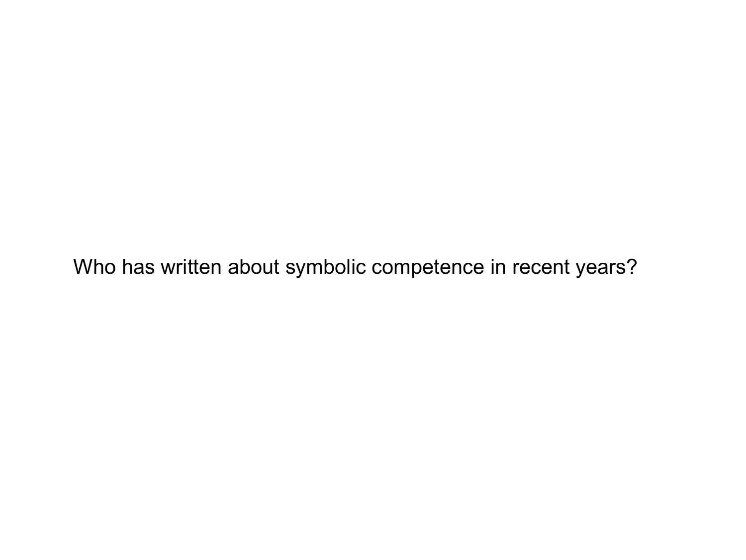Who has written about symbolic competence in recent years?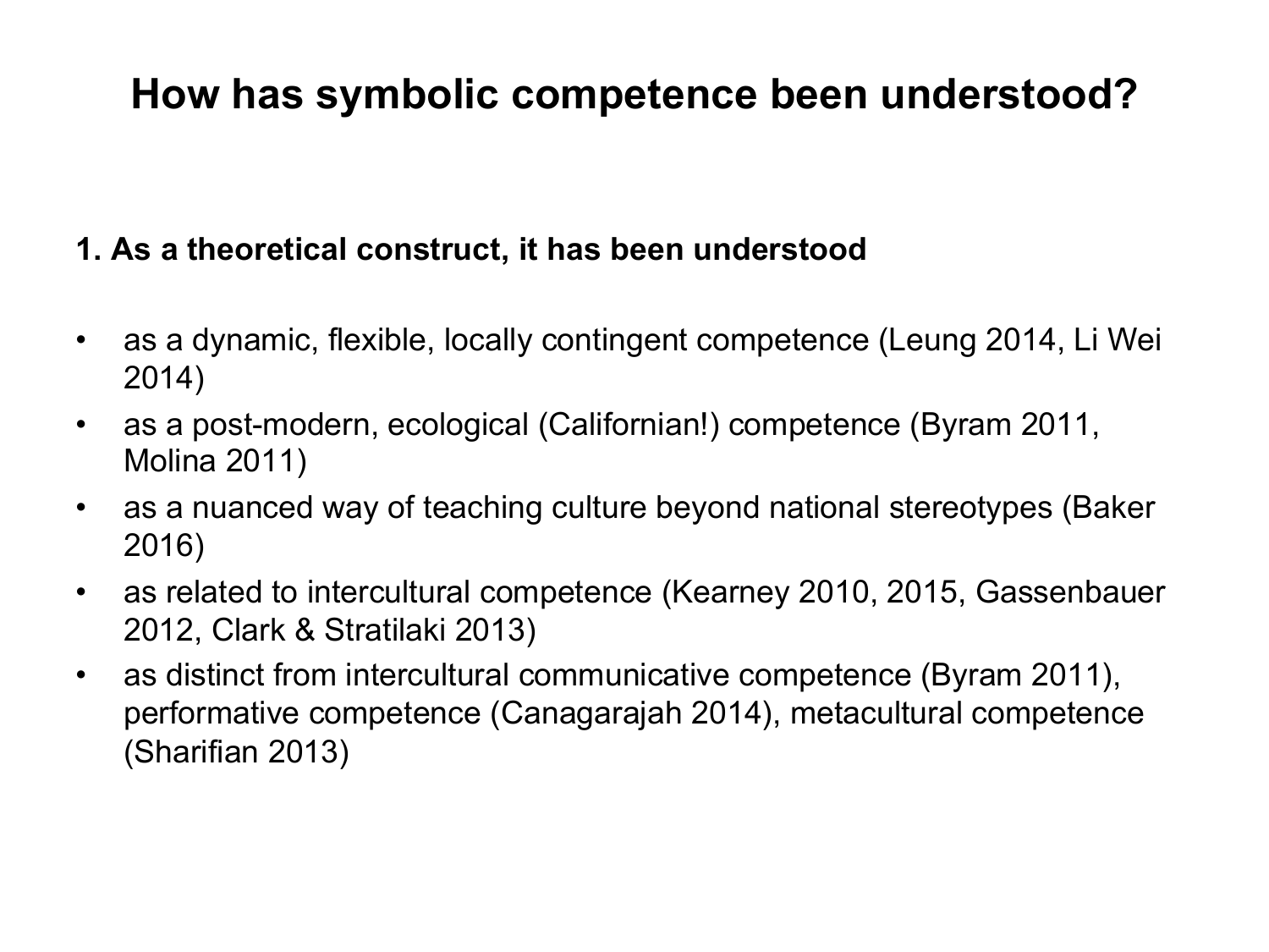# How has symbolic competence been understood?

**1. As a theoretical construct, it has been understood**

- as a dynamic, flexible, locally contingent competence (Leung 2014, Li Wei 2014)
- as a post-modern, ecological (Californian!) competence (Byram 2011, Molina 2011)
- as a nuanced way of teaching culture beyond national stereotypes (Baker 2016)
- as related to intercultural competence (Kearney 2010, 2015, Gassenbauer 2012, Clark & Stratilaki 2013)
- as distinct from intercultural communicative competence (Byram 2011), performative competence (Canagarajah 2014), metacultural competence (Sharifian 2013)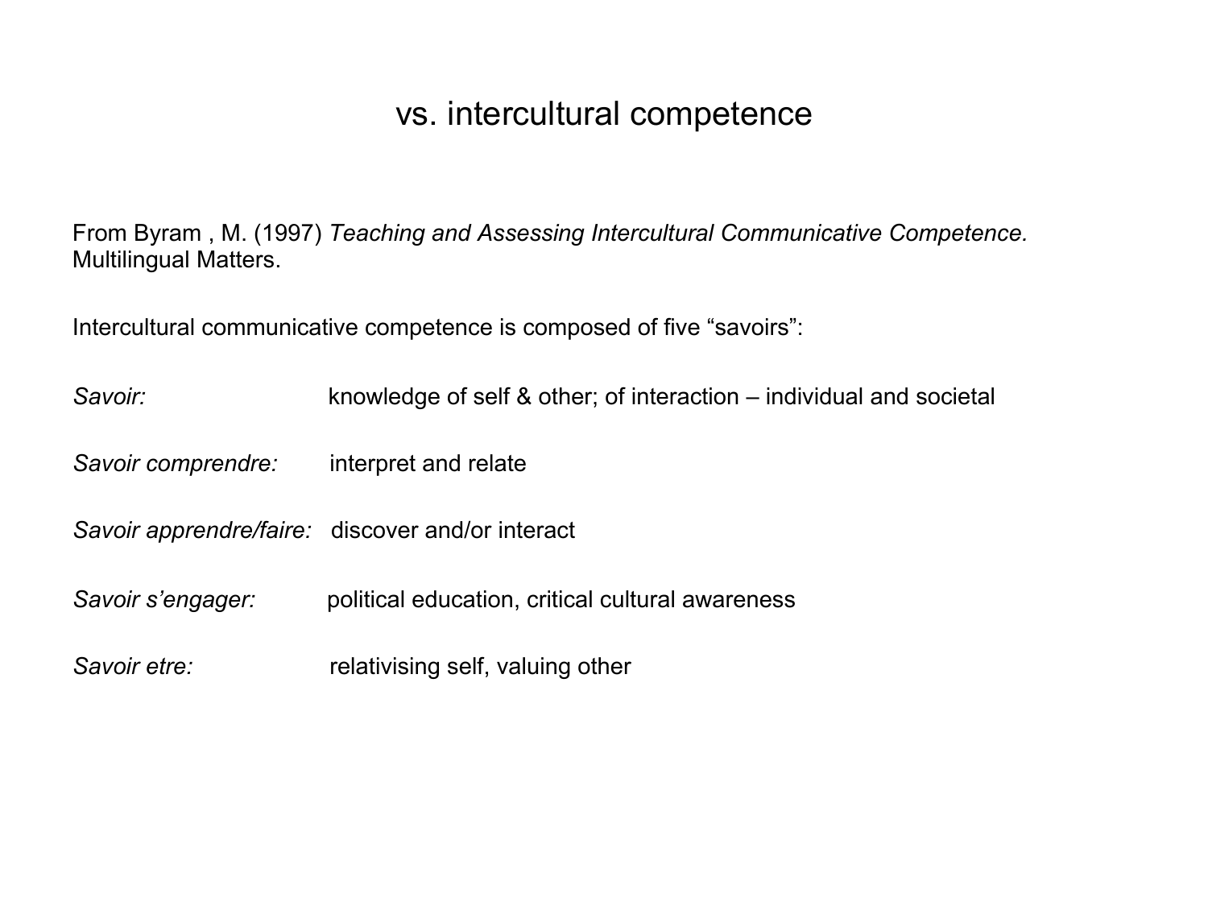# vs. intercultural competence

From Byram , M. (1997) *Teaching and Assessing Intercultural Communicative Competence.* Multilingual Matters.

Intercultural communicative competence is composed of five “savoirs”:

*Savoir:* knowledge of self & other; of interaction – individual and societal

*Savoir comprendre:* interpret and relate

*Savoir apprendre/faire:* discover and/or interact

*Savoir s’engager:* political education, critical cultural awareness

*Savoir etre:* relativising self, valuing other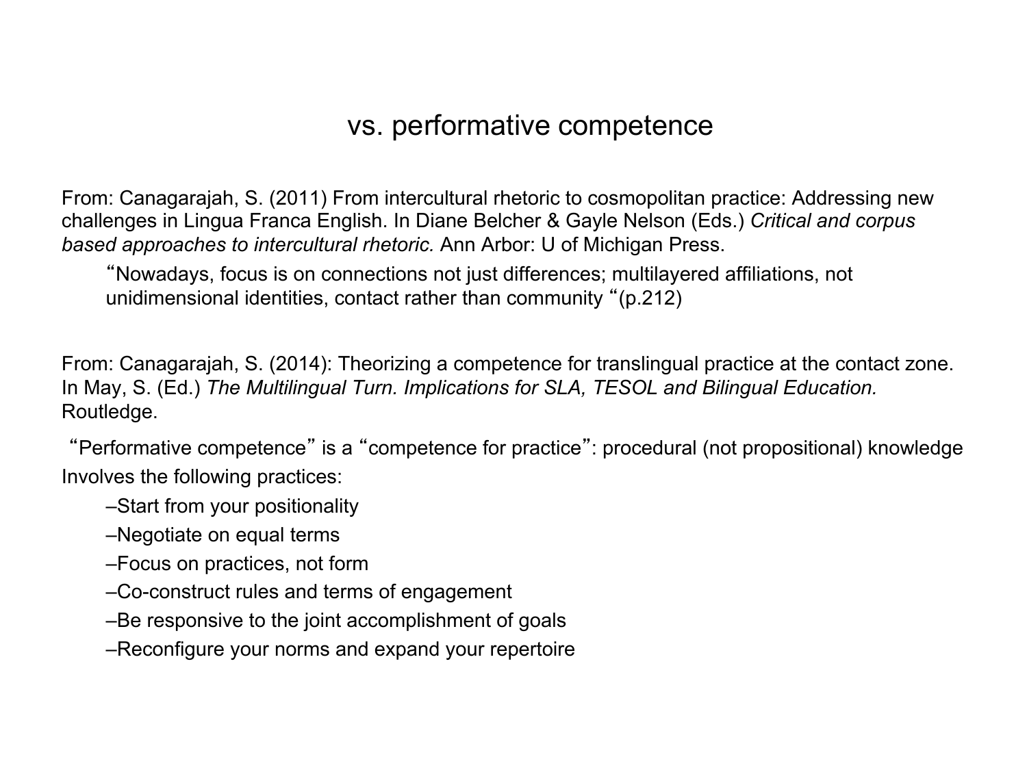# vs. performative competence

From: Canagarajah, S. (2011) From intercultural rhetoric to cosmopolitan practice: Addressing new challenges in Lingua Franca English. In Diane Belcher & Gayle Nelson (Eds.) *Critical and corpus based approaches to intercultural rhetoric.* Ann Arbor: U of Michigan Press.

> “Nowadays, focus is on connections not just differences; multilayered affiliations, not unidimensional identities, contact rather than community “(p.212)

From: Canagarajah, S. (2014): Theorizing a competence for translingual practice at the contact zone. In May, S. (Ed.) *The Multilingual Turn. Implications for SLA, TESOL and Bilingual Education.* Routledge.

“Performative competence” is a “competence for practice”: procedural (not propositional) knowledge

Involves the following practices:

- –Start from your positionality
- –Negotiate on equal terms
- –Focus on practices, not form
- –Co-construct rules and terms of engagement
- –Be responsive to the joint accomplishment of goals
- –Reconfigure your norms and expand your repertoire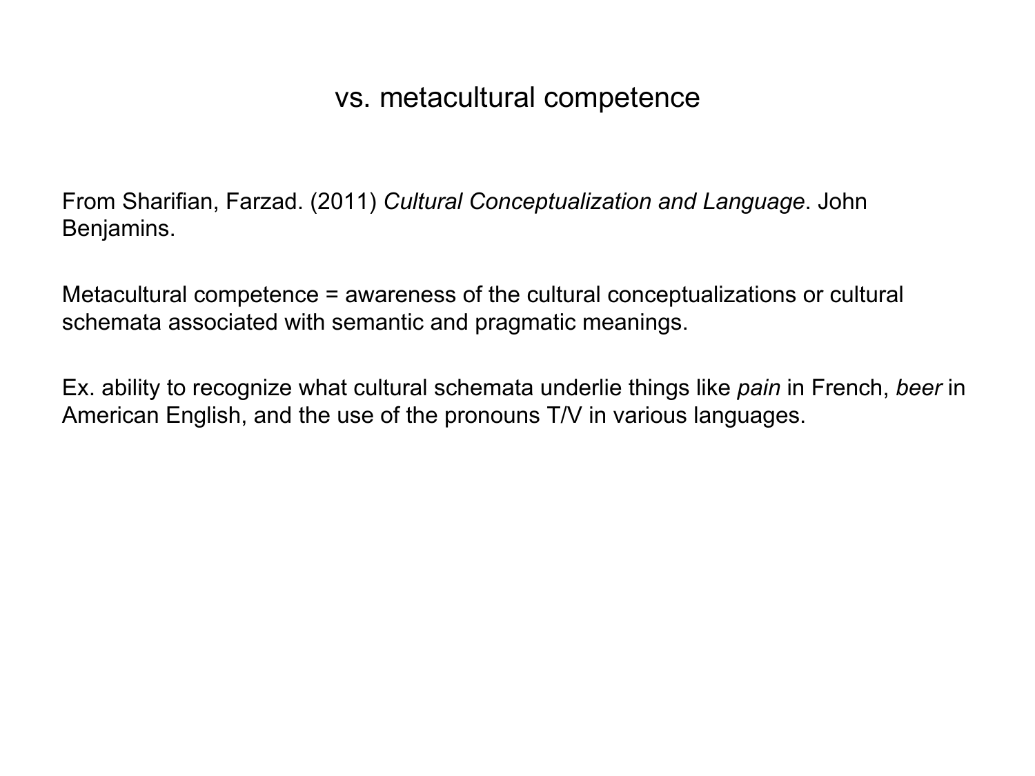# vs. metacultural competence

From Sharifian, Farzad. (2011) *Cultural Conceptualization and Language*. John Benjamins.

Metacultural competence = awareness of the cultural conceptualizations or cultural schemata associated with semantic and pragmatic meanings.

Ex. ability to recognize what cultural schemata underlie things like *pain* in French, *beer* in American English, and the use of the pronouns T/V in various languages.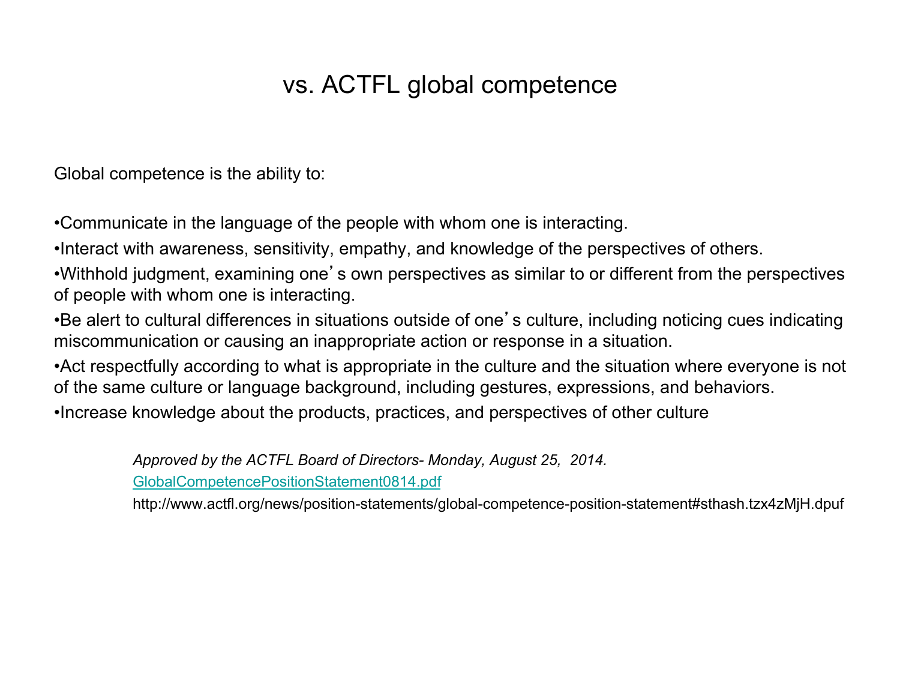# vs. ACTFL global competence

Global competence is the ability to:

- Communicate in the language of the people with whom one is interacting.
- Interact with awareness, sensitivity, empathy, and knowledge of the perspectives of others.
- Withhold judgment, examining one's own perspectives as similar to or different from the perspectives of people with whom one is interacting.
- Be alert to cultural differences in situations outside of one's culture, including noticing cues indicating miscommunication or causing an inappropriate action or response in a situation.
- Act respectfully according to what is appropriate in the culture and the situation where everyone is not of the same culture or language background, including gestures, expressions, and behaviors.
- Increase knowledge about the products, practices, and perspectives of other culture

*Approved by the ACTFL Board of Directors- Monday, August 25, 2014.*

GlobalCompetencePositionStatement0814.pdf

http://www.actfl.org/news/position-statements/global-competence-position-statement#sthash.tzx4zMjH.dpuf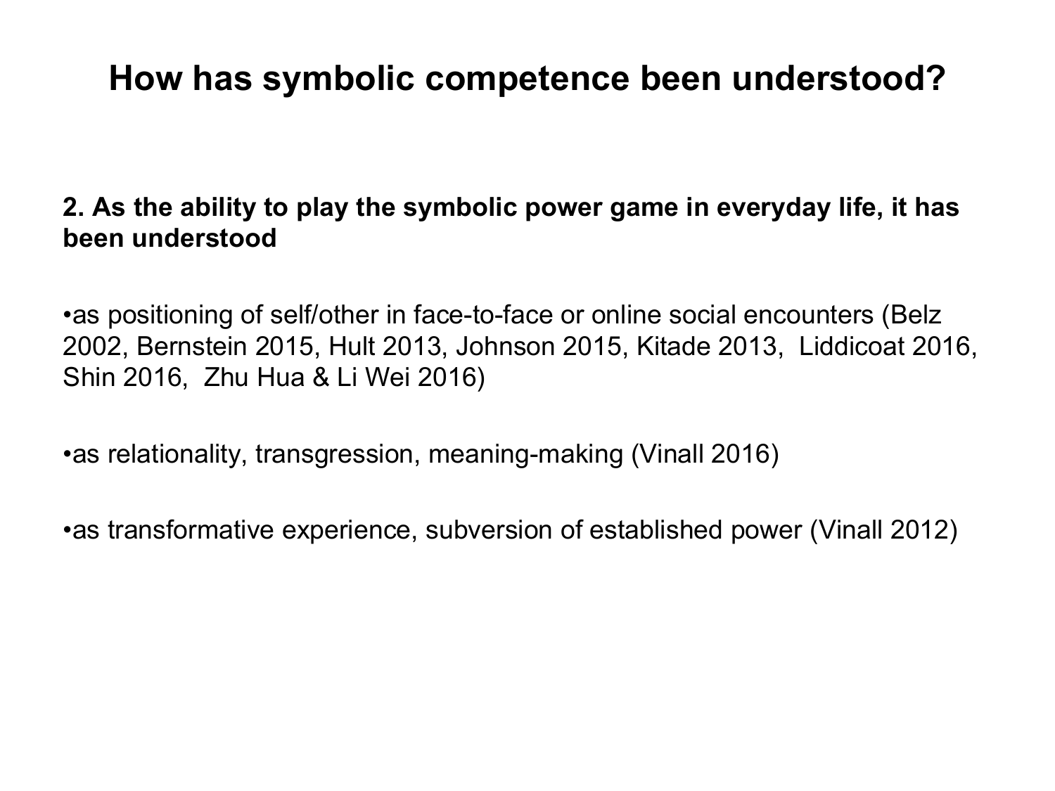# How has symbolic competence been understood?

**2. As the ability to play the symbolic power game in everyday life, it has been understood**

- as positioning of self/other in face-to-face or online social encounters (Belz 2002, Bernstein 2015, Hult 2013, Johnson 2015, Kitade 2013, Liddicoat 2016, Shin 2016, Zhu Hua & Li Wei 2016)

- as relationality, transgression, meaning-making (Vinall 2016)

- as transformative experience, subversion of established power (Vinall 2012)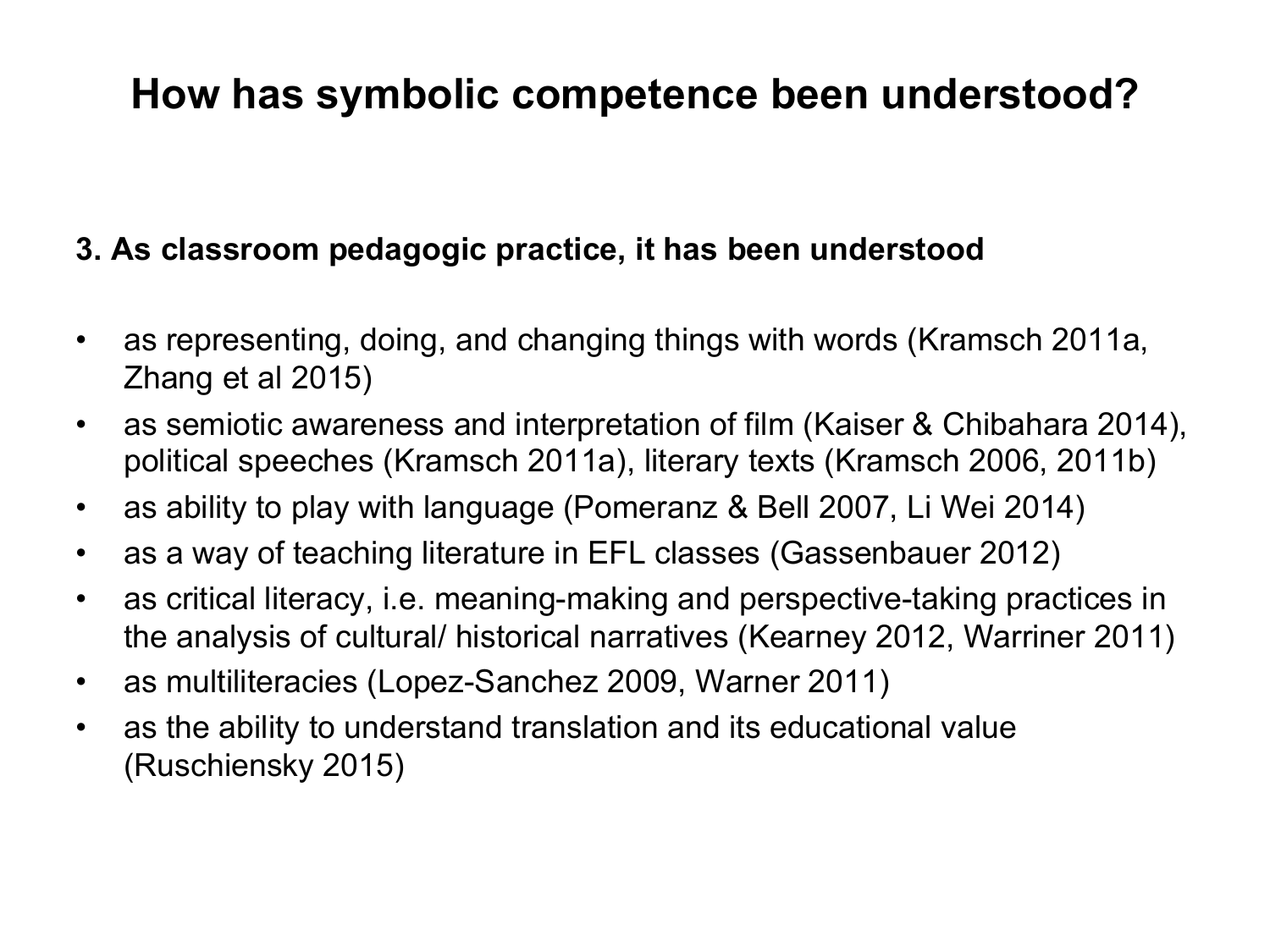# How has symbolic competence been understood?

**3. As classroom pedagogic practice, it has been understood**

- as representing, doing, and changing things with words (Kramsch 2011a, Zhang et al 2015)
- as semiotic awareness and interpretation of film (Kaiser & Chibahara 2014), political speeches (Kramsch 2011a), literary texts (Kramsch 2006, 2011b)
- as ability to play with language (Pomeranz & Bell 2007, Li Wei 2014)
- as a way of teaching literature in EFL classes (Gassenbauer 2012)
- as critical literacy, i.e. meaning-making and perspective-taking practices in the analysis of cultural/ historical narratives (Kearney 2012, Warriner 2011)
- as multiliteracies (Lopez-Sanchez 2009, Warner 2011)
- as the ability to understand translation and its educational value (Ruschiensky 2015)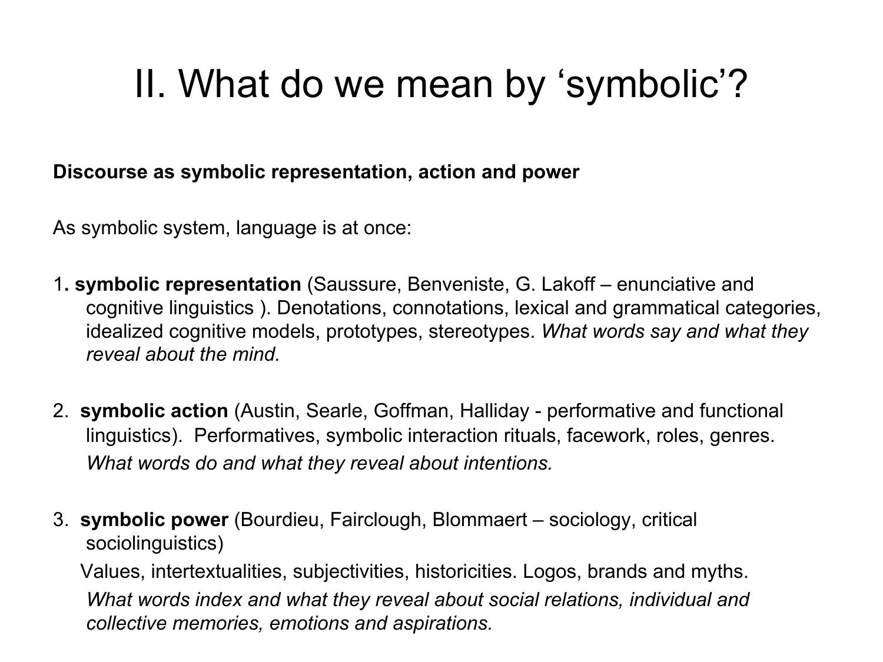# II. What do we mean by 'symbolic'?

**Discourse as symbolic representation, action and power**

As symbolic system, language is at once:

1. **symbolic representation** (Saussure, Benveniste, G. Lakoff – enunciative and cognitive linguistics ). Denotations, connotations, lexical and grammatical categories, idealized cognitive models, prototypes, stereotypes. *What words say and what they reveal about the mind.*

2. **symbolic action** (Austin, Searle, Goffman, Halliday - performative and functional linguistics). Performatives, symbolic interaction rituals, facework, roles, genres.
   *What words do and what they reveal about intentions.*

3. **symbolic power** (Bourdieu, Fairclough, Blommaert – sociology, critical sociolinguistics)
   Values, intertextualities, subjectivities, historicities. Logos, brands and myths.
   *What words index and what they reveal about social relations, individual and collective memories, emotions and aspirations.*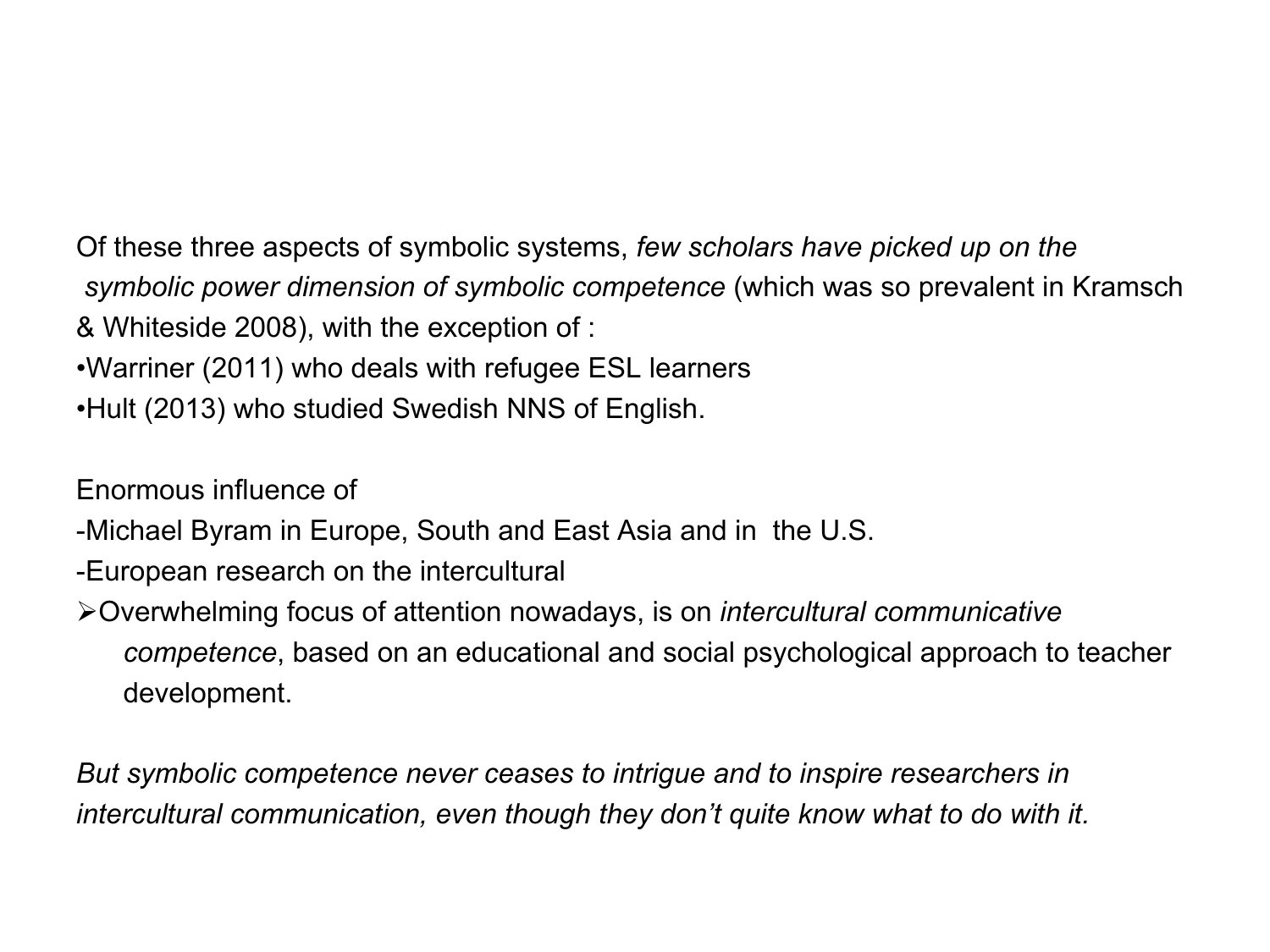Of these three aspects of symbolic systems, *few scholars have picked up on the symbolic power dimension of symbolic competence* (which was so prevalent in Kramsch & Whiteside 2008), with the exception of :

- Warriner (2011) who deals with refugee ESL learners
- Hult (2013) who studied Swedish NNS of English.

Enormous influence of

- Michael Byram in Europe, South and East Asia and in the U.S.
- European research on the intercultural

➢ Overwhelming focus of attention nowadays, is on *intercultural communicative competence*, based on an educational and social psychological approach to teacher development.

*But symbolic competence never ceases to intrigue and to inspire researchers in intercultural communication, even though they don't quite know what to do with it.*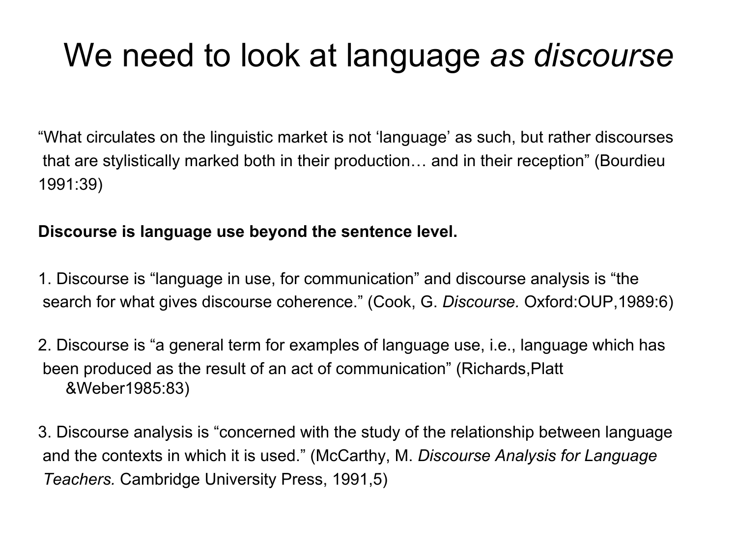# We need to look at language *as discourse*

"What circulates on the linguistic market is not 'language' as such, but rather discourses that are stylistically marked both in their production… and in their reception" (Bourdieu 1991:39)

**Discourse is language use beyond the sentence level.**

1. Discourse is "language in use, for communication" and discourse analysis is "the search for what gives discourse coherence." (Cook, G. *Discourse.* Oxford:OUP,1989:6)

2. Discourse is "a general term for examples of language use, i.e., language which has been produced as the result of an act of communication" (Richards,Platt &Weber1985:83)

3. Discourse analysis is "concerned with the study of the relationship between language and the contexts in which it is used." (McCarthy, M. *Discourse Analysis for Language Teachers.* Cambridge University Press, 1991,5)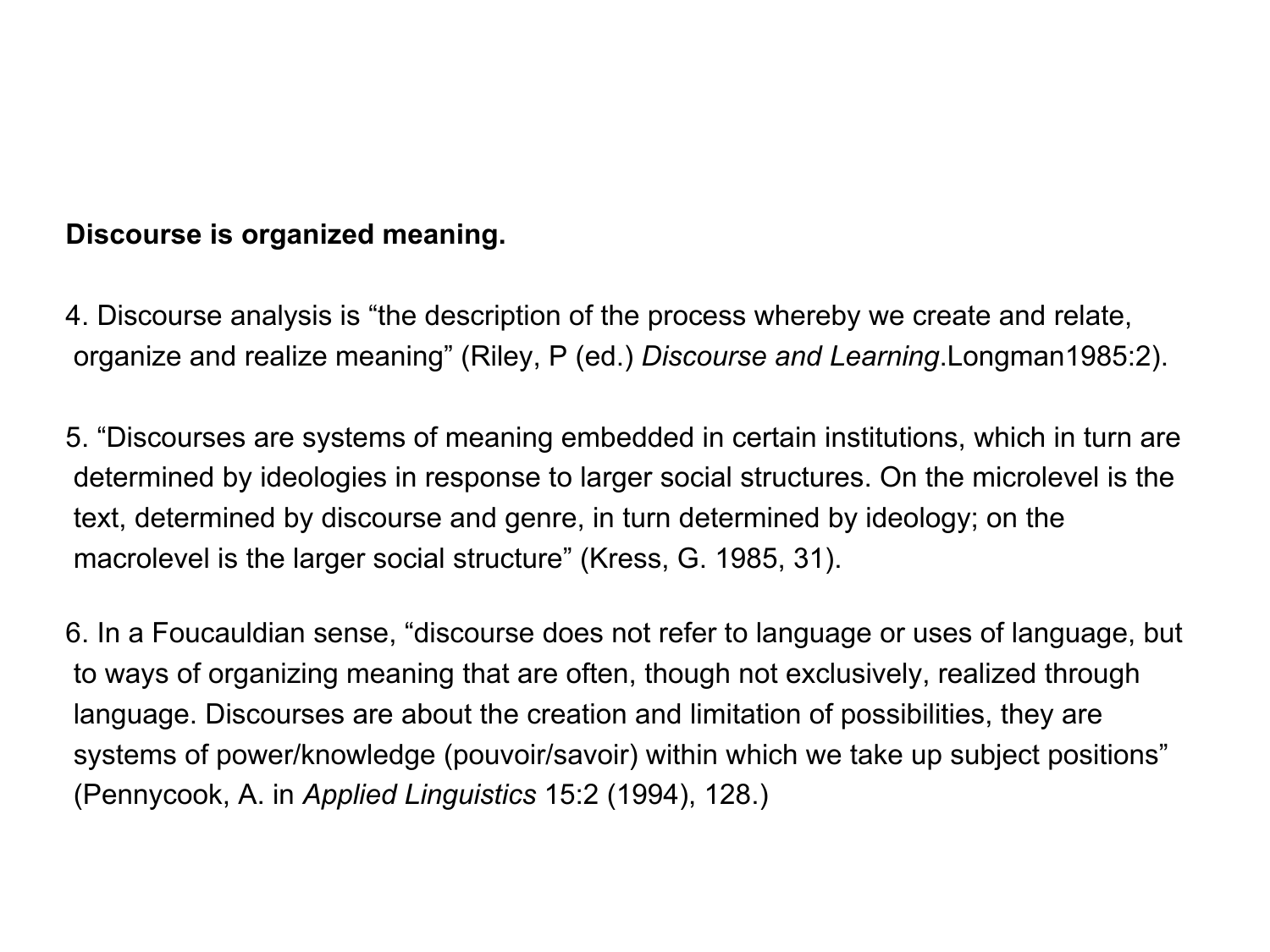**Discourse is organized meaning.**

4. Discourse analysis is "the description of the process whereby we create and relate, organize and realize meaning" (Riley, P (ed.) *Discourse and Learning*.Longman1985:2).

5. "Discourses are systems of meaning embedded in certain institutions, which in turn are determined by ideologies in response to larger social structures. On the microlevel is the text, determined by discourse and genre, in turn determined by ideology; on the macrolevel is the larger social structure" (Kress, G. 1985, 31).

6. In a Foucauldian sense, "discourse does not refer to language or uses of language, but to ways of organizing meaning that are often, though not exclusively, realized through language. Discourses are about the creation and limitation of possibilities, they are systems of power/knowledge (pouvoir/savoir) within which we take up subject positions" (Pennycook, A. in *Applied Linguistics* 15:2 (1994), 128.)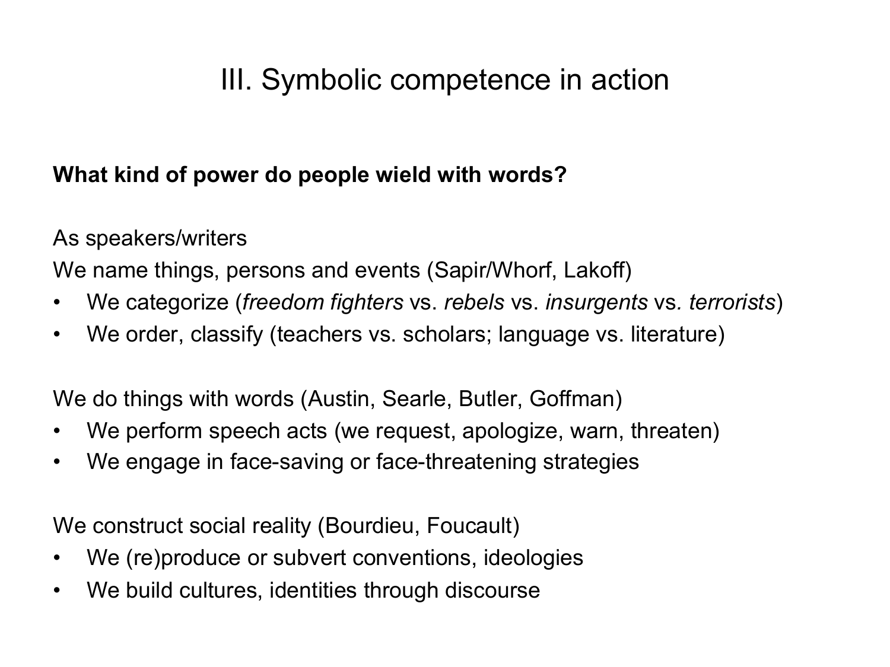# III. Symbolic competence in action

**What kind of power do people wield with words?**

As speakers/writers

We name things, persons and events (Sapir/Whorf, Lakoff)

- We categorize (*freedom fighters* vs. *rebels* vs. *insurgents* vs. *terrorists*)
- We order, classify (teachers vs. scholars; language vs. literature)

We do things with words (Austin, Searle, Butler, Goffman)

- We perform speech acts (we request, apologize, warn, threaten)
- We engage in face-saving or face-threatening strategies

We construct social reality (Bourdieu, Foucault)

- We (re)produce or subvert conventions, ideologies
- We build cultures, identities through discourse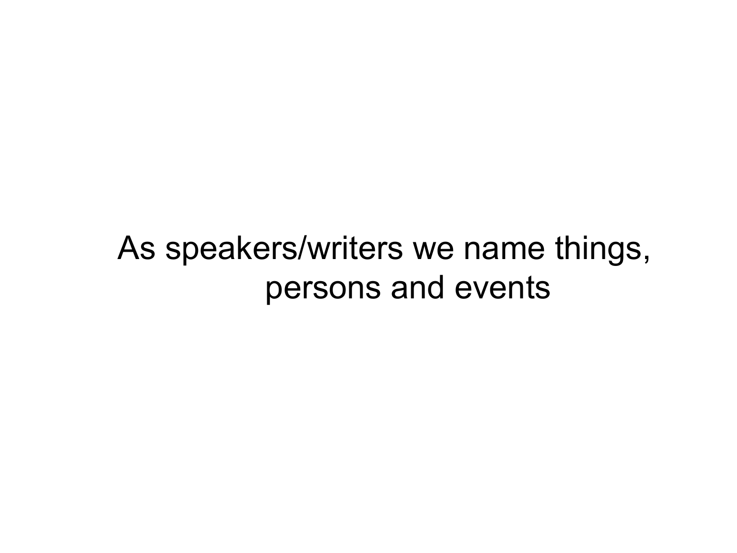As speakers/writers we name things, persons and events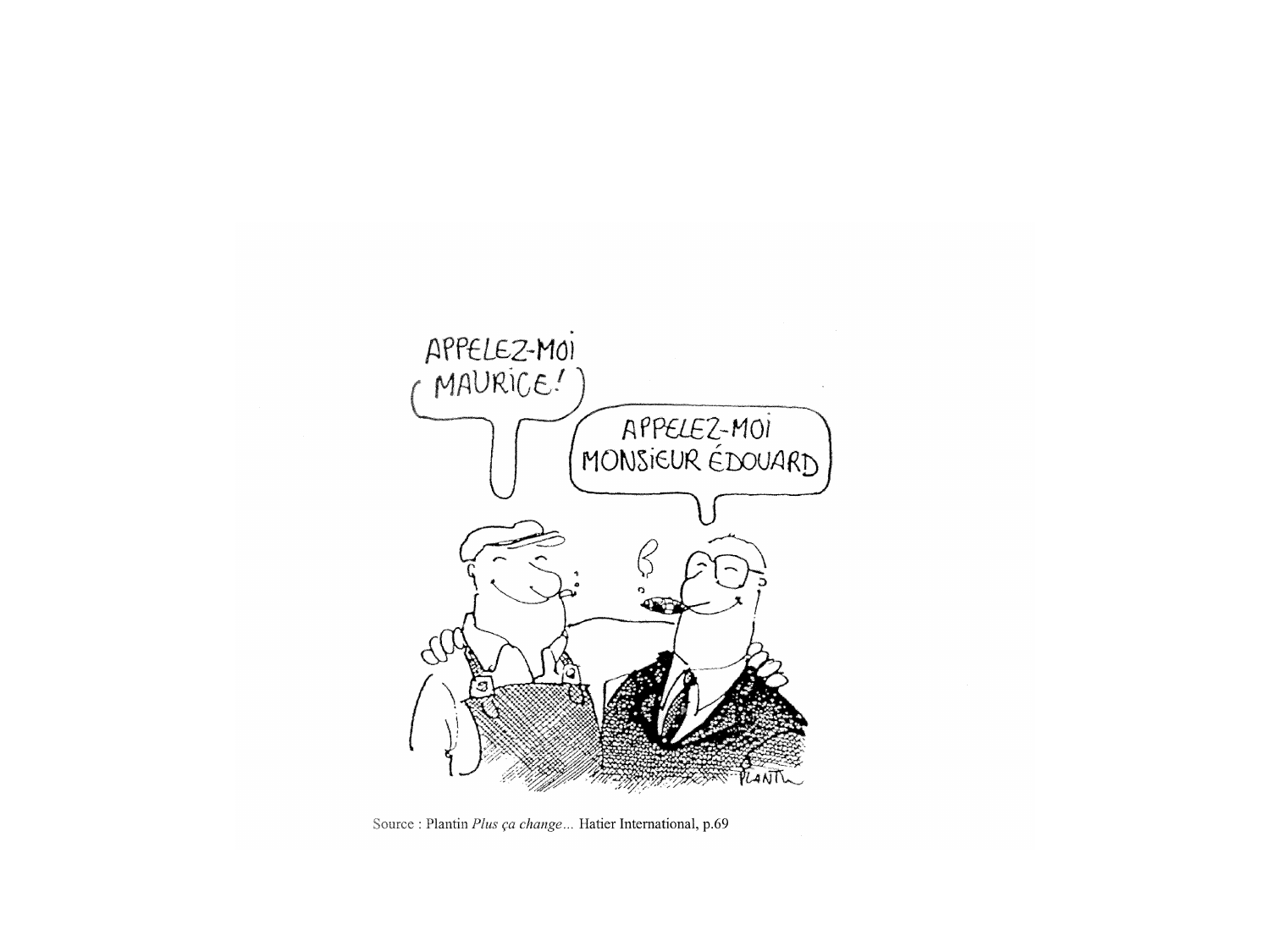APPELEZ-MOI MAURICE !

APPELEZ-MOI MONSIEUR ÉDOUARD

Source : Plantin *Plus ça change*... Hatier International, p.69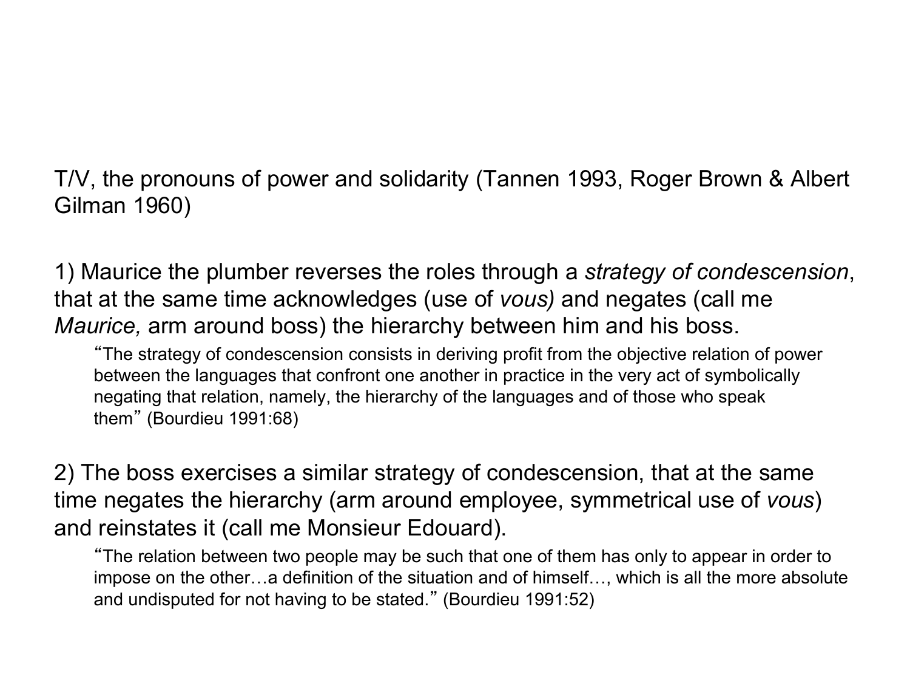T/V, the pronouns of power and solidarity (Tannen 1993, Roger Brown & Albert Gilman 1960)

1) Maurice the plumber reverses the roles through a *strategy of condescension*, that at the same time acknowledges (use of *vous)* and negates (call me *Maurice,* arm around boss) the hierarchy between him and his boss.

> "The strategy of condescension consists in deriving profit from the objective relation of power between the languages that confront one another in practice in the very act of symbolically negating that relation, namely, the hierarchy of the languages and of those who speak them" (Bourdieu 1991:68)

2) The boss exercises a similar strategy of condescension, that at the same time negates the hierarchy (arm around employee, symmetrical use of *vous*) and reinstates it (call me Monsieur Edouard).

> "The relation between two people may be such that one of them has only to appear in order to impose on the other…a definition of the situation and of himself…, which is all the more absolute and undisputed for not having to be stated." (Bourdieu 1991:52)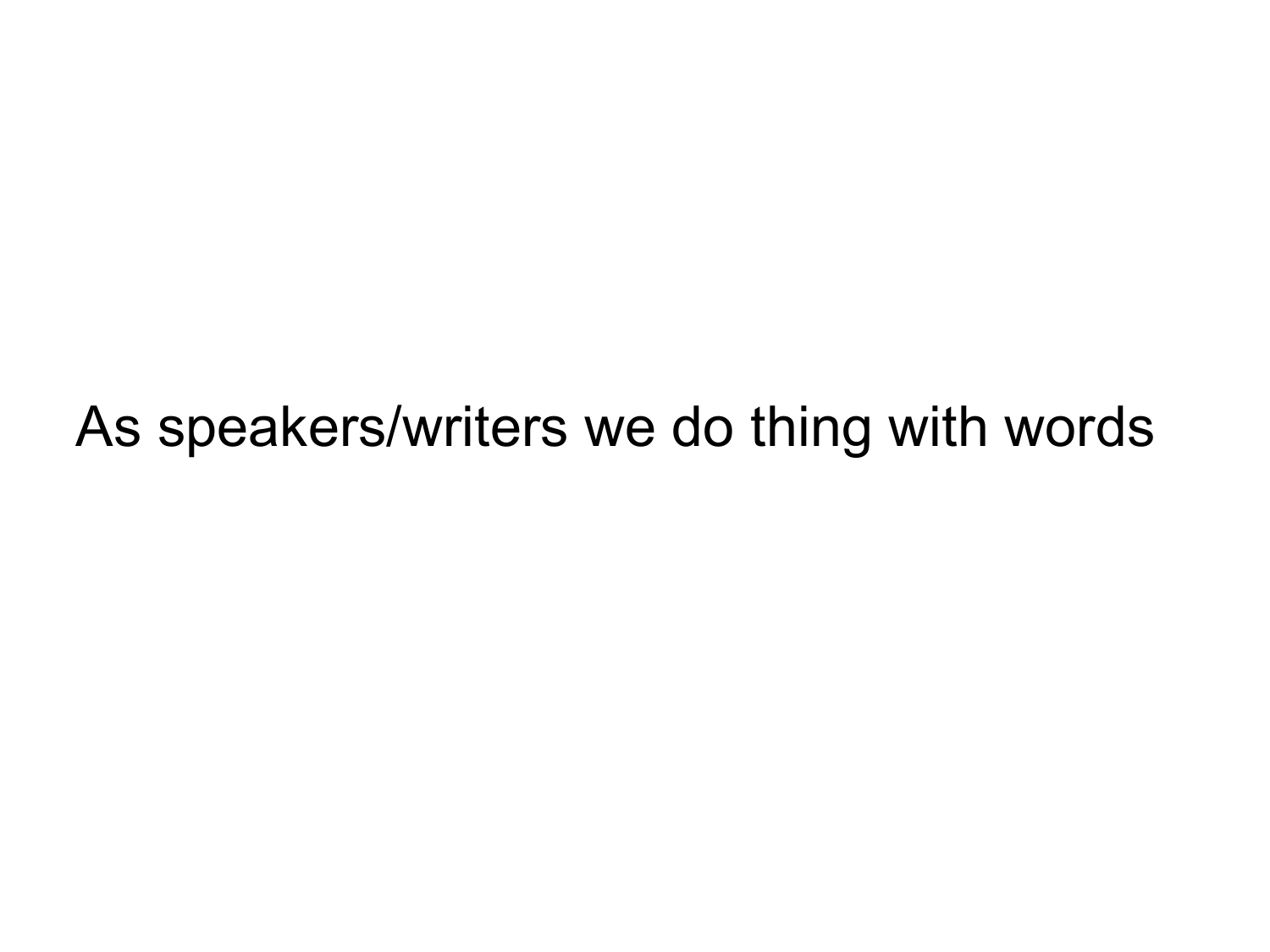As speakers/writers we do thing with words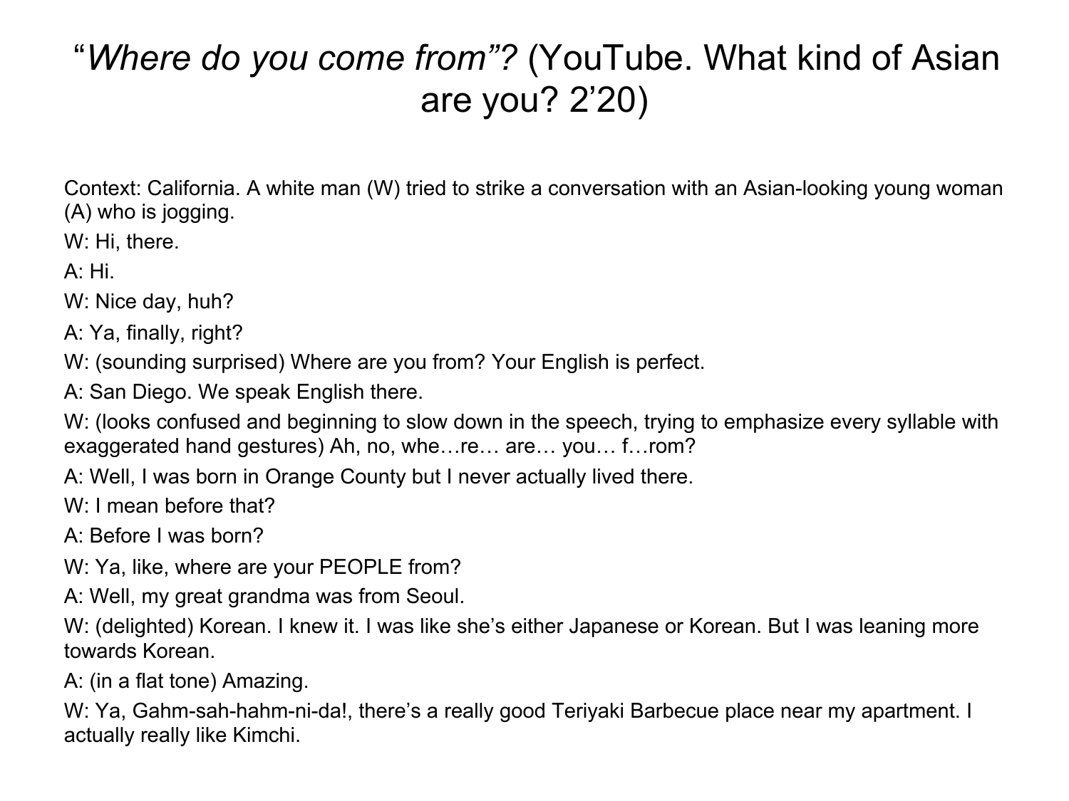# “*Where do you come from*”? (YouTube. What kind of Asian are you? 2’20)

Context: California. A white man (W) tried to strike a conversation with an Asian-looking young woman (A) who is jogging.

W: Hi, there.

A: Hi.

W: Nice day, huh?

A: Ya, finally, right?

W: (sounding surprised) Where are you from? Your English is perfect.

A: San Diego. We speak English there.

W: (looks confused and beginning to slow down in the speech, trying to emphasize every syllable with exaggerated hand gestures) Ah, no, whe…re… are… you… f…rom?

A: Well, I was born in Orange County but I never actually lived there.

W: I mean before that?

A: Before I was born?

W: Ya, like, where are your PEOPLE from?

A: Well, my great grandma was from Seoul.

W: (delighted) Korean. I knew it. I was like she’s either Japanese or Korean. But I was leaning more towards Korean.

A: (in a flat tone) Amazing.

W: Ya, Gahm-sah-hahm-ni-da!, there’s a really good Teriyaki Barbecue place near my apartment. I actually really like Kimchi.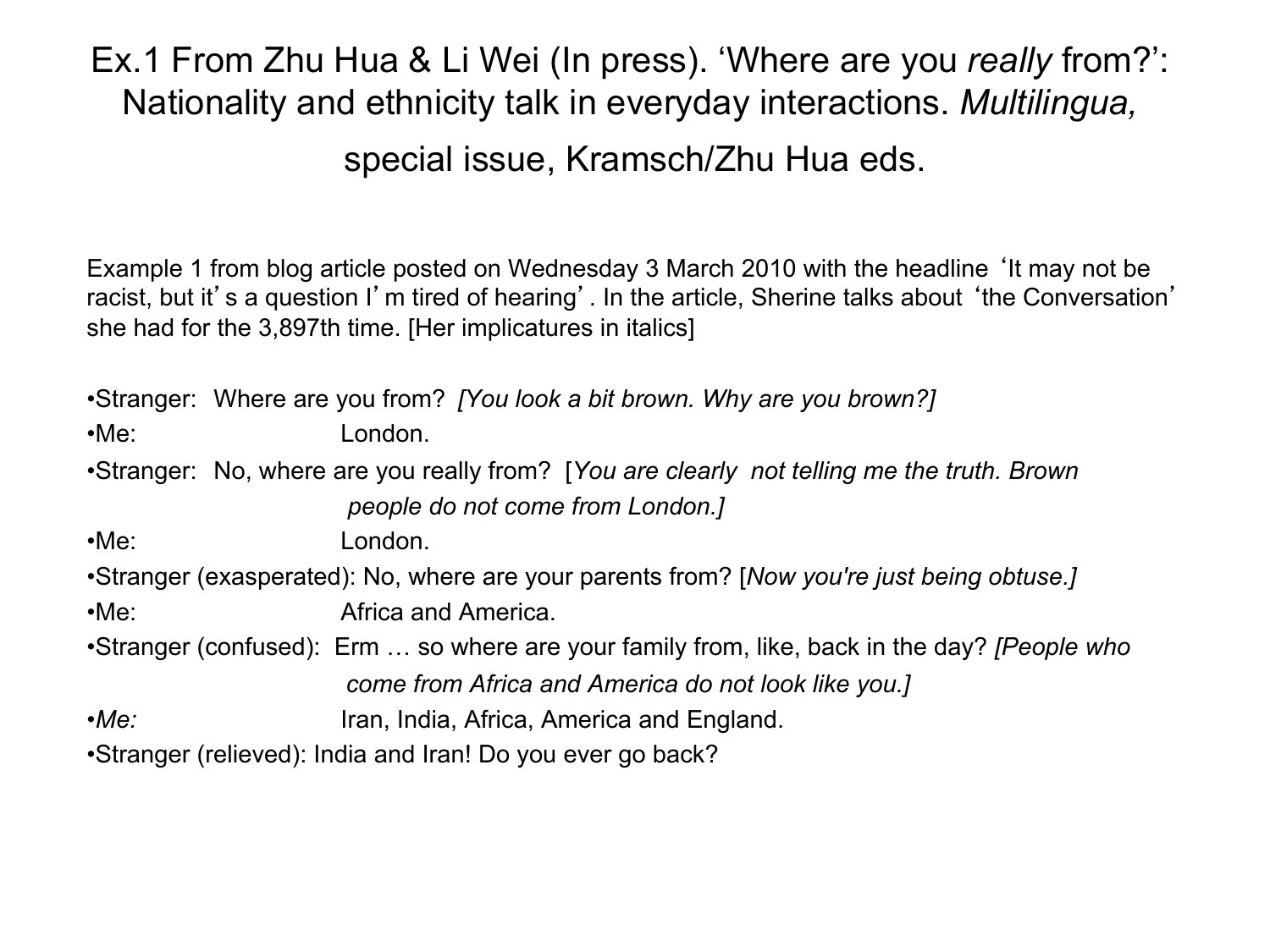# Ex.1 From Zhu Hua & Li Wei (In press). 'Where are you *really* from?': Nationality and ethnicity talk in everyday interactions. *Multilingua,* special issue, Kramsch/Zhu Hua eds.

Example 1 from blog article posted on Wednesday 3 March 2010 with the headline 'It may not be racist, but it's a question I'm tired of hearing'. In the article, Sherine talks about 'the Conversation' she had for the 3,897th time. [Her implicatures in italics]

- Stranger: Where are you from? *[You look a bit brown. Why are you brown?]*
- Me: London.
- Stranger: No, where are you really from? [*You are clearly not telling me the truth. Brown people do not come from London.]*
- Me: London.
- Stranger (exasperated): No, where are your parents from? [*Now you're just being obtuse.]*
- Me: Africa and America.
- Stranger (confused): Erm … so where are your family from, like, back in the day? *[People who come from Africa and America do not look like you.]*
- *Me:* Iran, India, Africa, America and England.
- Stranger (relieved): India and Iran! Do you ever go back?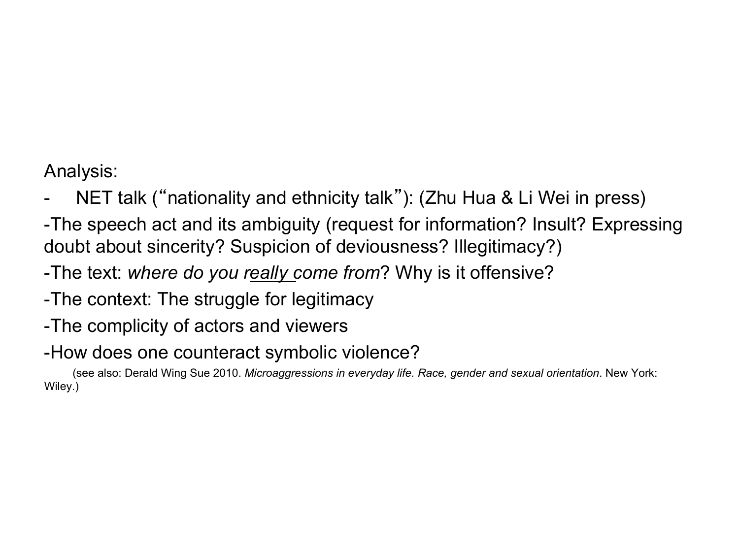Analysis:

- NET talk ("nationality and ethnicity talk"): (Zhu Hua & Li Wei in press)

-The speech act and its ambiguity (request for information? Insult? Expressing doubt about sincerity? Suspicion of deviousness? Illegitimacy?)

-The text: *where do you really come from*? Why is it offensive?

-The context: The struggle for legitimacy

-The complicity of actors and viewers

-How does one counteract symbolic violence?

(see also: Derald Wing Sue 2010. *Microaggressions in everyday life. Race, gender and sexual orientation*. New York: Wiley.)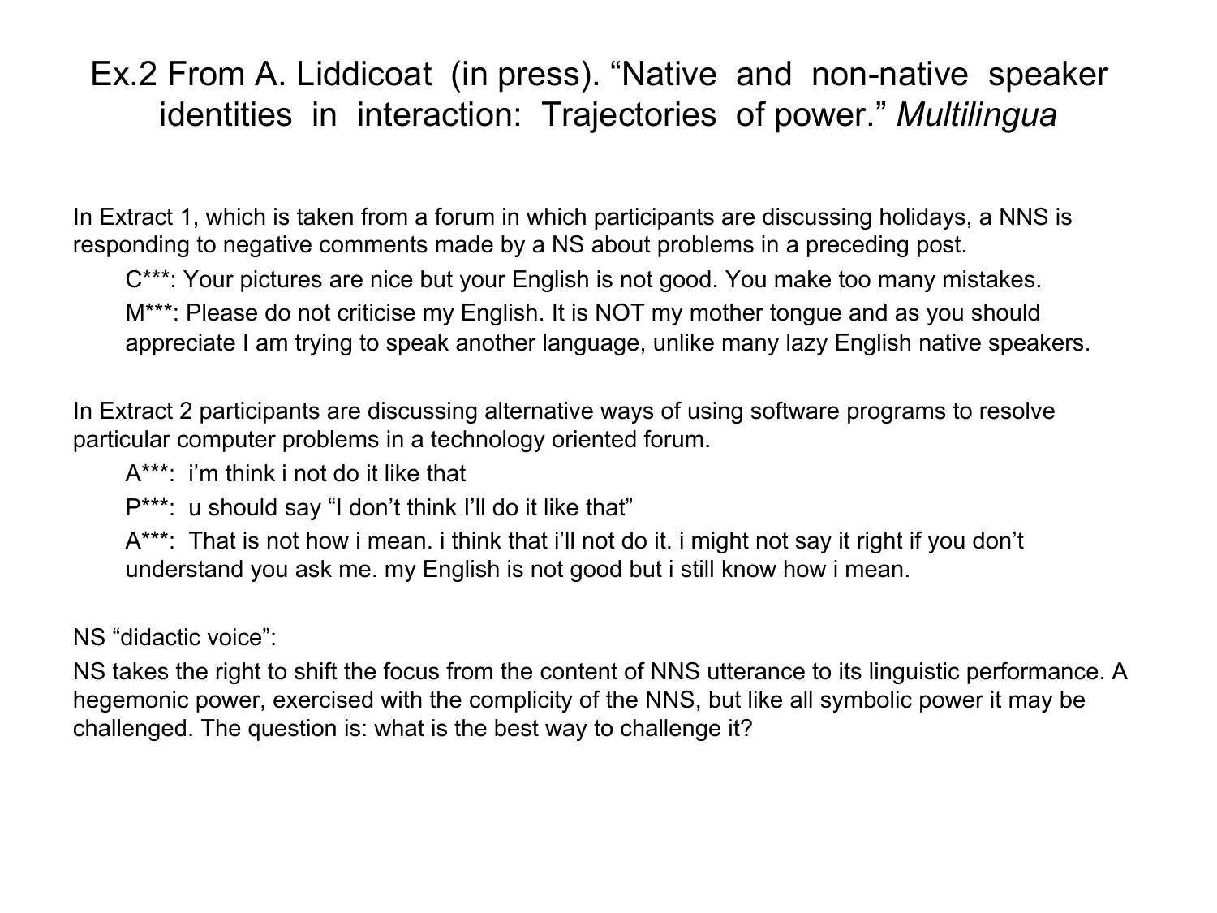# Ex.2 From A. Liddicoat (in press). "Native and non-native speaker identities in interaction: Trajectories of power." *Multilingua*

In Extract 1, which is taken from a forum in which participants are discussing holidays, a NNS is responding to negative comments made by a NS about problems in a preceding post.

> C***: Your pictures are nice but your English is not good. You make too many mistakes.
>
> M***: Please do not criticise my English. It is NOT my mother tongue and as you should appreciate I am trying to speak another language, unlike many lazy English native speakers.

In Extract 2 participants are discussing alternative ways of using software programs to resolve particular computer problems in a technology oriented forum.

> A***: i'm think i not do it like that
>
> P***: u should say "I don't think I'll do it like that"
>
> A***: That is not how i mean. i think that i'll not do it. i might not say it right if you don't understand you ask me. my English is not good but i still know how i mean.

NS "didactic voice":

NS takes the right to shift the focus from the content of NNS utterance to its linguistic performance. A hegemonic power, exercised with the complicity of the NNS, but like all symbolic power it may be challenged. The question is: what is the best way to challenge it?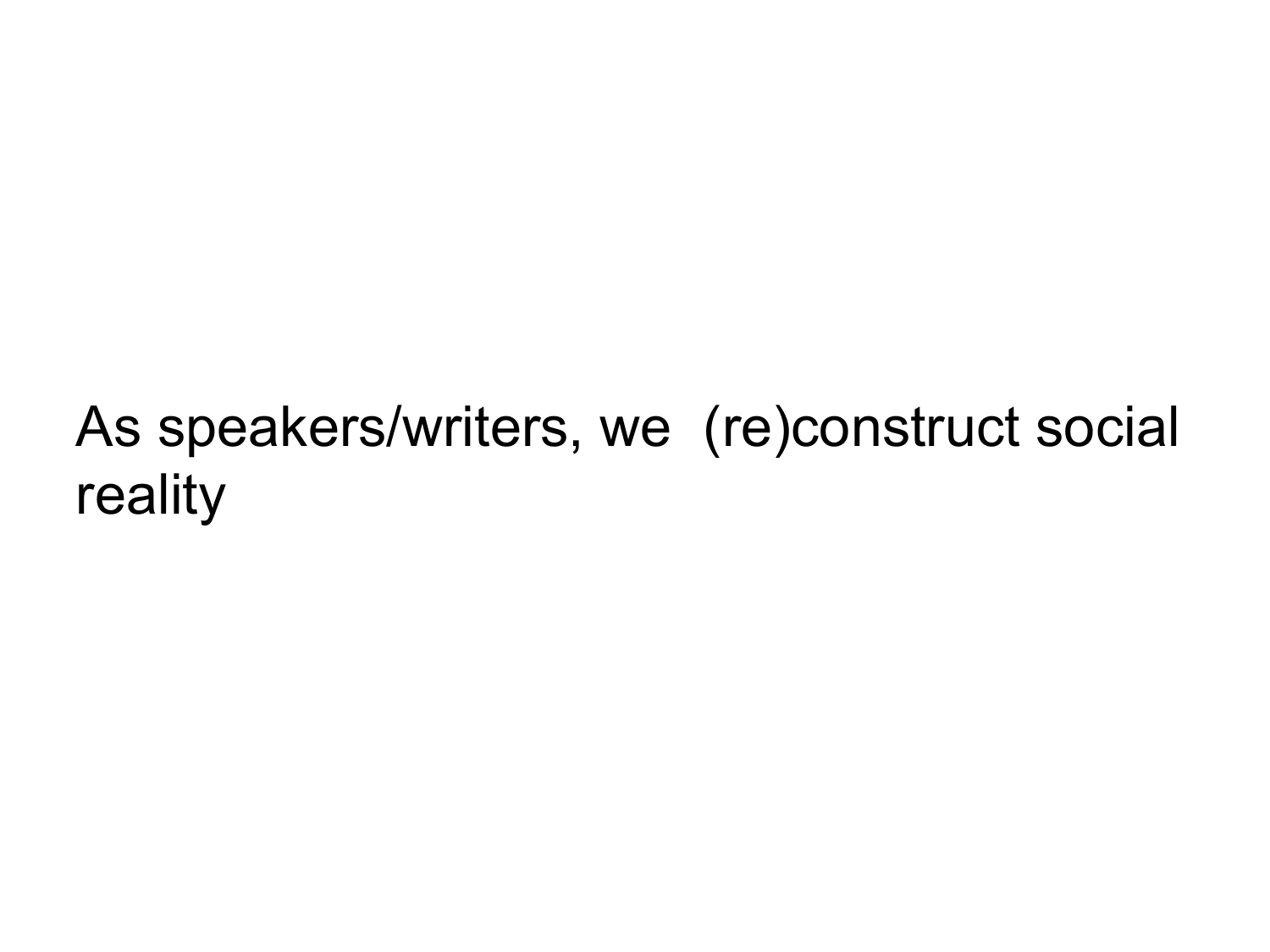As speakers/writers, we (re)construct social reality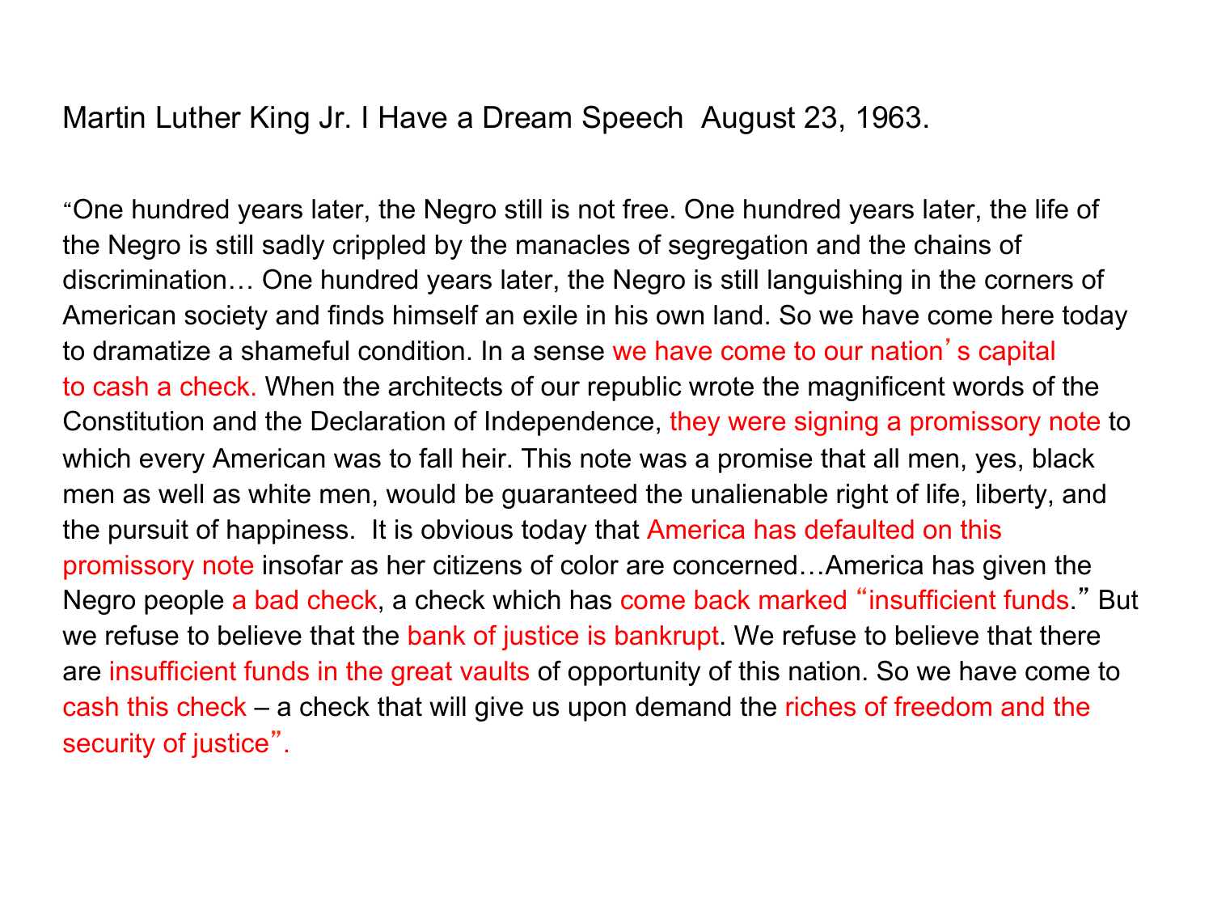Martin Luther King Jr. I Have a Dream Speech August 23, 1963.

"One hundred years later, the Negro still is not free. One hundred years later, the life of the Negro is still sadly crippled by the manacles of segregation and the chains of discrimination… One hundred years later, the Negro is still languishing in the corners of American society and finds himself an exile in his own land. So we have come here today to dramatize a shameful condition. In a sense we have come to our nation's capital to cash a check. When the architects of our republic wrote the magnificent words of the Constitution and the Declaration of Independence, they were signing a promissory note to which every American was to fall heir. This note was a promise that all men, yes, black men as well as white men, would be guaranteed the unalienable right of life, liberty, and the pursuit of happiness. It is obvious today that America has defaulted on this promissory note insofar as her citizens of color are concerned…America has given the Negro people a bad check, a check which has come back marked "insufficient funds." But we refuse to believe that the bank of justice is bankrupt. We refuse to believe that there are insufficient funds in the great vaults of opportunity of this nation. So we have come to cash this check – a check that will give us upon demand the riches of freedom and the security of justice".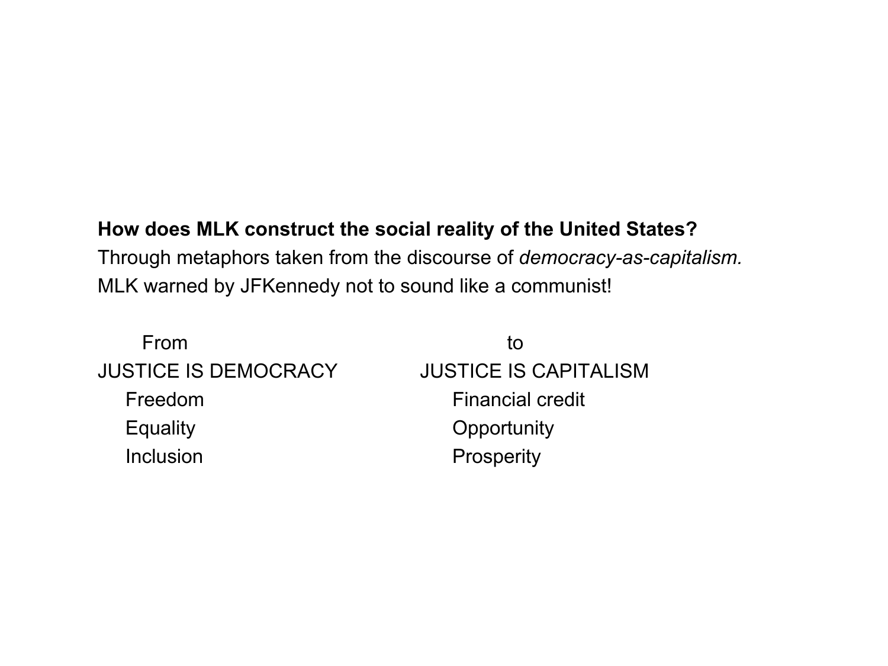**How does MLK construct the social reality of the United States?**

Through metaphors taken from the discourse of *democracy-as-capitalism.*

MLK warned by JFKennedy not to sound like a communist!

| From | to |
|---|---|
| JUSTICE IS DEMOCRACY | JUSTICE IS CAPITALISM |
| Freedom | Financial credit |
| Equality | Opportunity |
| Inclusion | Prosperity |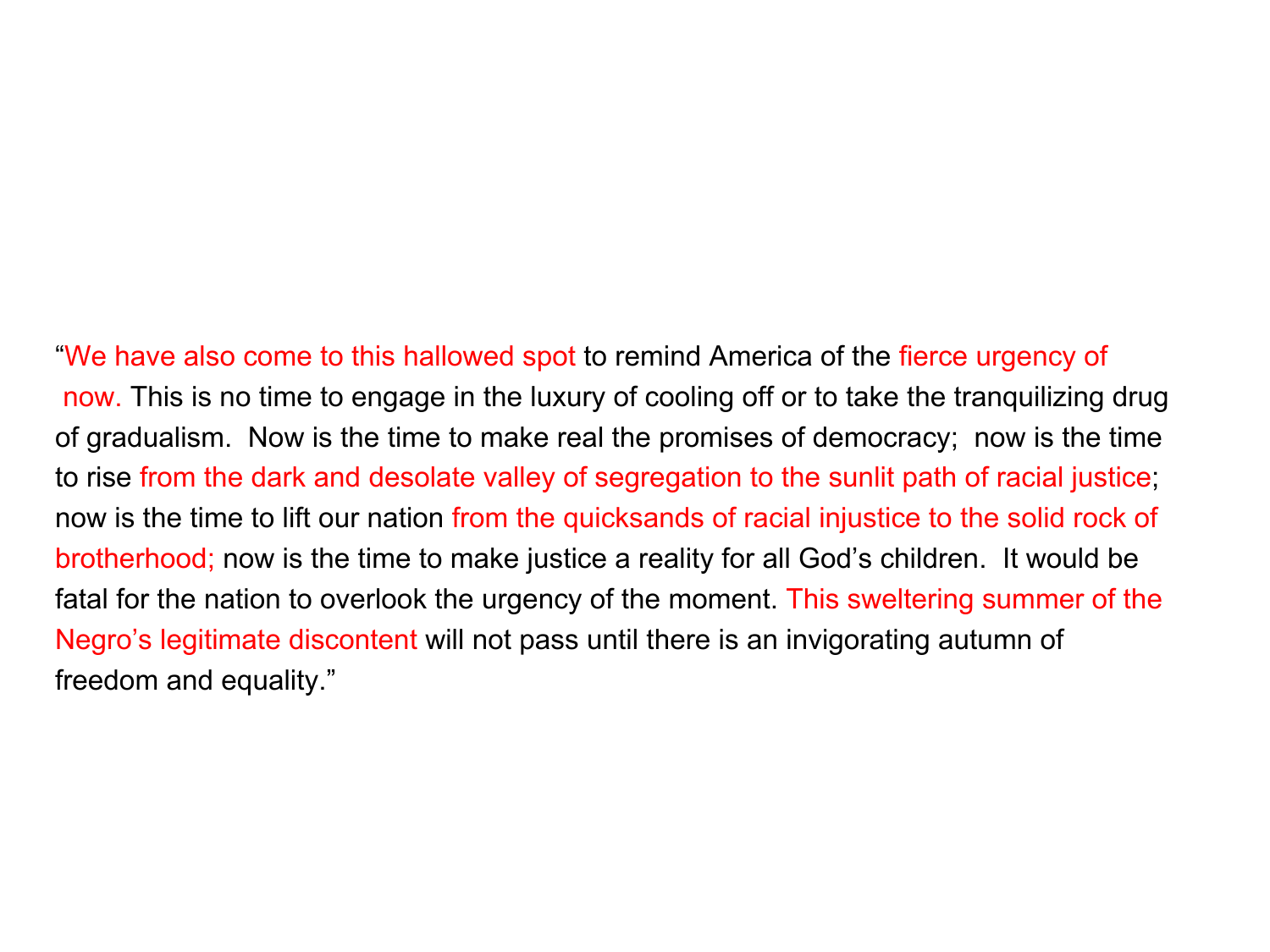"We have also come to this hallowed spot to remind America of the fierce urgency of now. This is no time to engage in the luxury of cooling off or to take the tranquilizing drug of gradualism. Now is the time to make real the promises of democracy; now is the time to rise from the dark and desolate valley of segregation to the sunlit path of racial justice; now is the time to lift our nation from the quicksands of racial injustice to the solid rock of brotherhood; now is the time to make justice a reality for all God's children. It would be fatal for the nation to overlook the urgency of the moment. This sweltering summer of the Negro's legitimate discontent will not pass until there is an invigorating autumn of freedom and equality."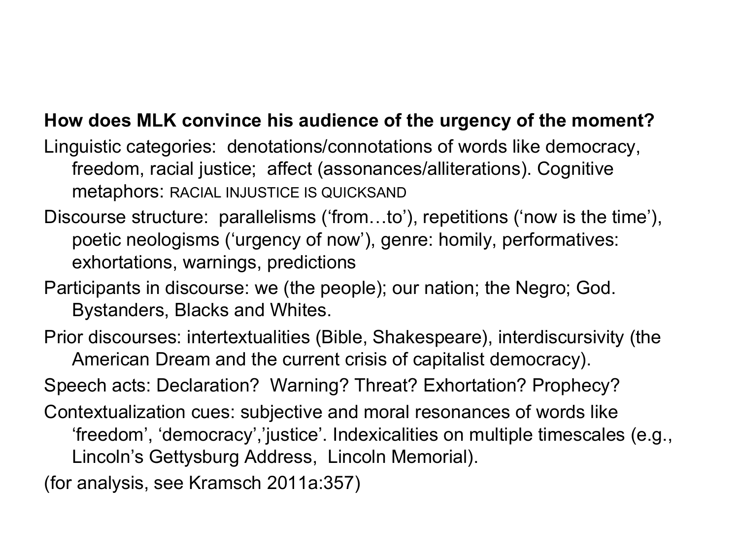**How does MLK convince his audience of the urgency of the moment?**

Linguistic categories: denotations/connotations of words like democracy, freedom, racial justice; affect (assonances/alliterations). Cognitive metaphors: RACIAL INJUSTICE IS QUICKSAND

Discourse structure: parallelisms (‘from…to’), repetitions (‘now is the time’), poetic neologisms (‘urgency of now’), genre: homily, performatives: exhortations, warnings, predictions

Participants in discourse: we (the people); our nation; the Negro; God. Bystanders, Blacks and Whites.

Prior discourses: intertextualities (Bible, Shakespeare), interdiscursivity (the American Dream and the current crisis of capitalist democracy).

Speech acts: Declaration? Warning? Threat? Exhortation? Prophecy?

Contextualization cues: subjective and moral resonances of words like ‘freedom’, ‘democracy’,’justice’. Indexicalities on multiple timescales (e.g., Lincoln’s Gettysburg Address, Lincoln Memorial).

(for analysis, see Kramsch 2011a:357)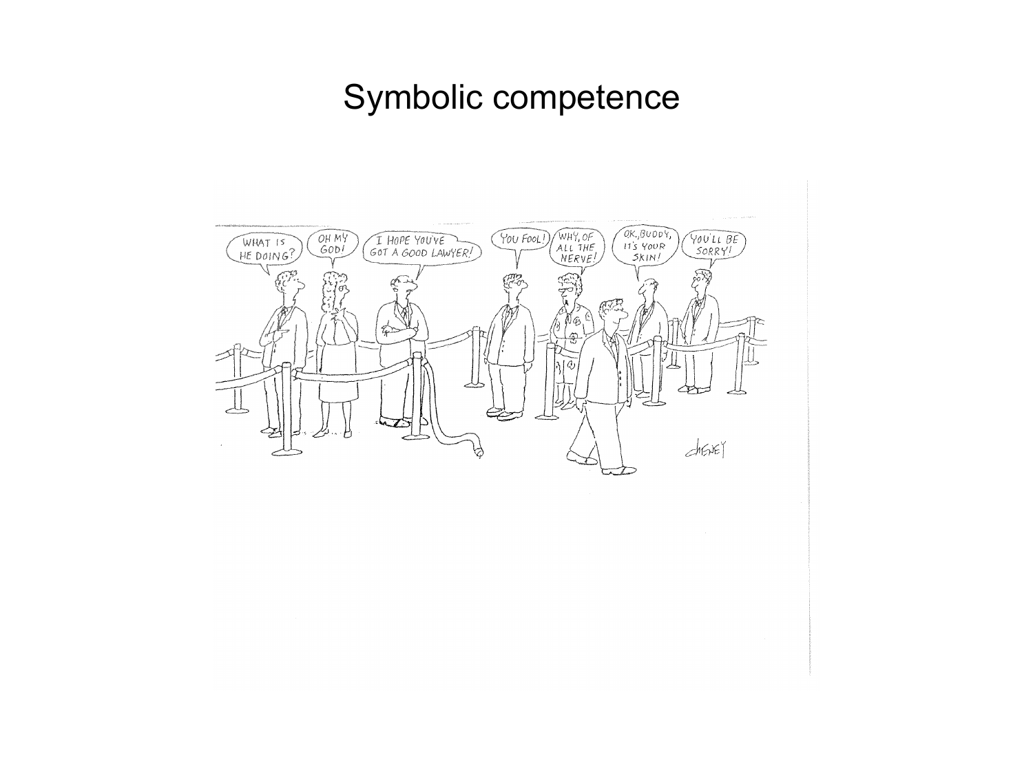# Symbolic competence

WHAT IS HE DOING?

OH MY GOD!

I HOPE YOU'VE GOT A GOOD LAWYER!

YOU FOOL!

WHY, OF ALL THE NERVE!

OK, BUDDY, IT'S YOUR SKIN!

YOU'LL BE SORRY!

CHENEY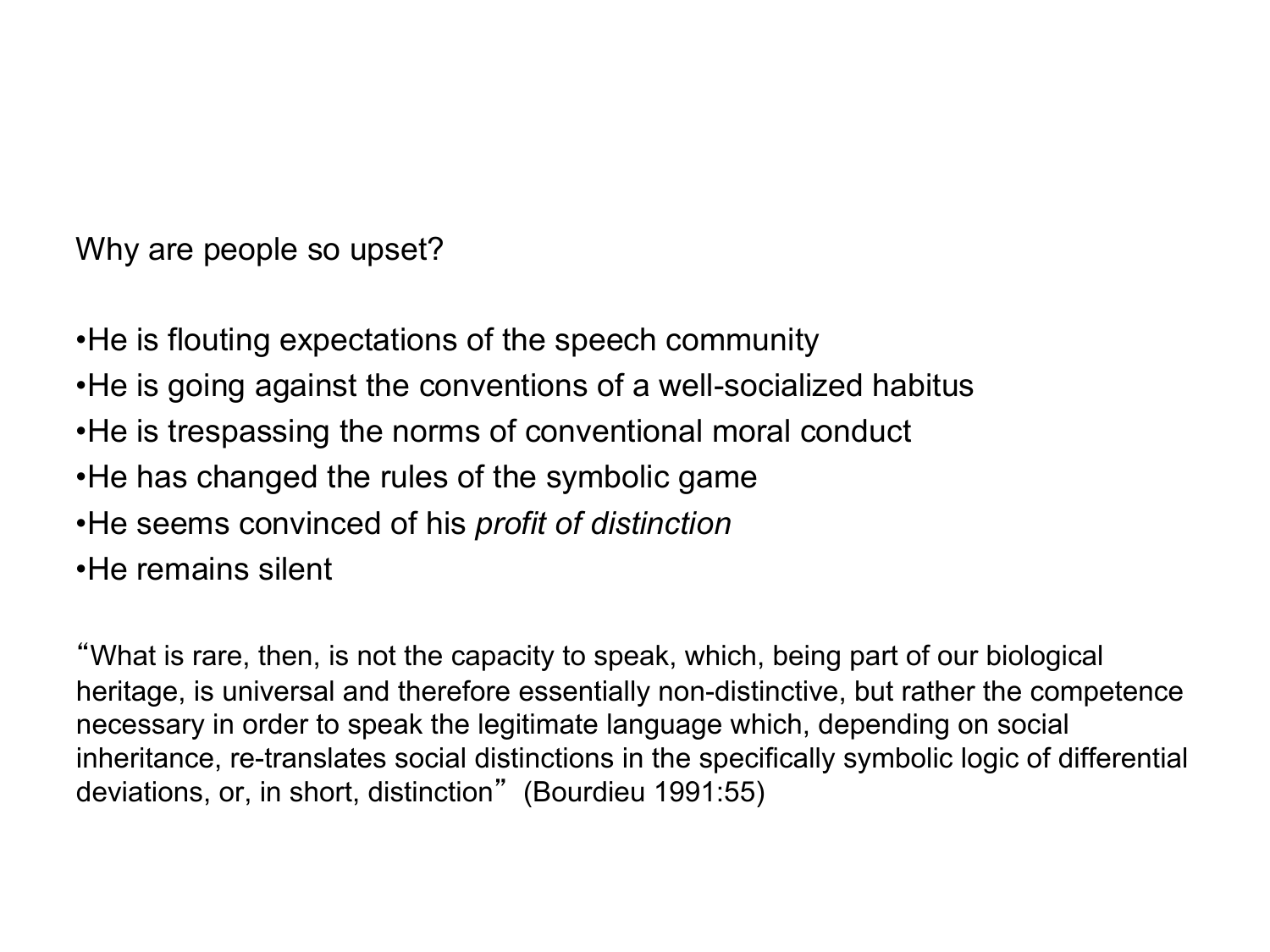Why are people so upset?

- He is flouting expectations of the speech community
- He is going against the conventions of a well-socialized habitus
- He is trespassing the norms of conventional moral conduct
- He has changed the rules of the symbolic game
- He seems convinced of his *profit of distinction*
- He remains silent

"What is rare, then, is not the capacity to speak, which, being part of our biological heritage, is universal and therefore essentially non-distinctive, but rather the competence necessary in order to speak the legitimate language which, depending on social inheritance, re-translates social distinctions in the specifically symbolic logic of differential deviations, or, in short, distinction" (Bourdieu 1991:55)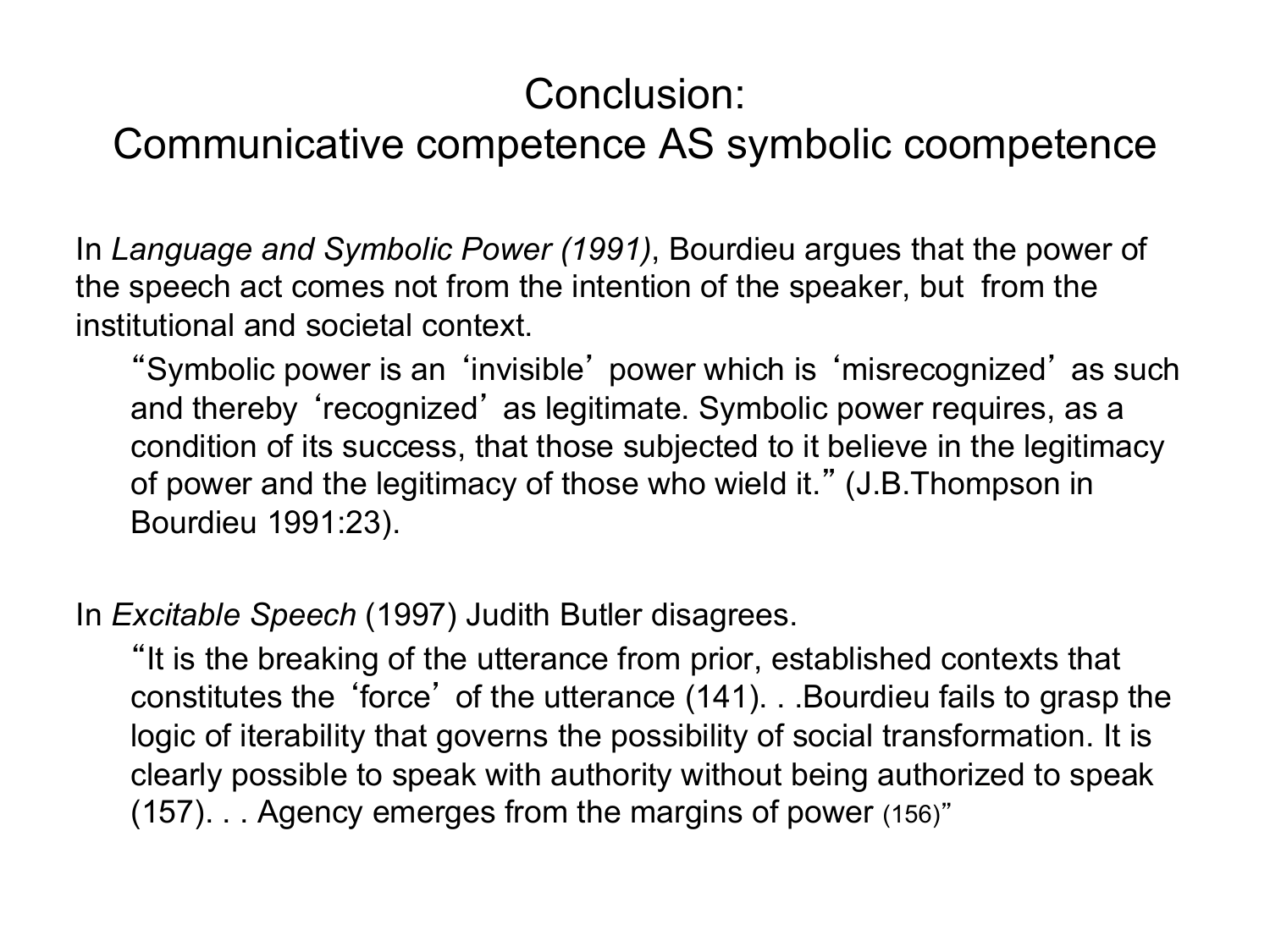# Conclusion:
# Communicative competence AS symbolic coompetence

In *Language and Symbolic Power (1991)*, Bourdieu argues that the power of the speech act comes not from the intention of the speaker, but from the institutional and societal context.

> "Symbolic power is an 'invisible' power which is 'misrecognized' as such and thereby 'recognized' as legitimate. Symbolic power requires, as a condition of its success, that those subjected to it believe in the legitimacy of power and the legitimacy of those who wield it." (J.B.Thompson in Bourdieu 1991:23).

In *Excitable Speech* (1997) Judith Butler disagrees.

> "It is the breaking of the utterance from prior, established contexts that constitutes the 'force' of the utterance (141). . .Bourdieu fails to grasp the logic of iterability that governs the possibility of social transformation. It is clearly possible to speak with authority without being authorized to speak (157). . . Agency emerges from the margins of power (156)"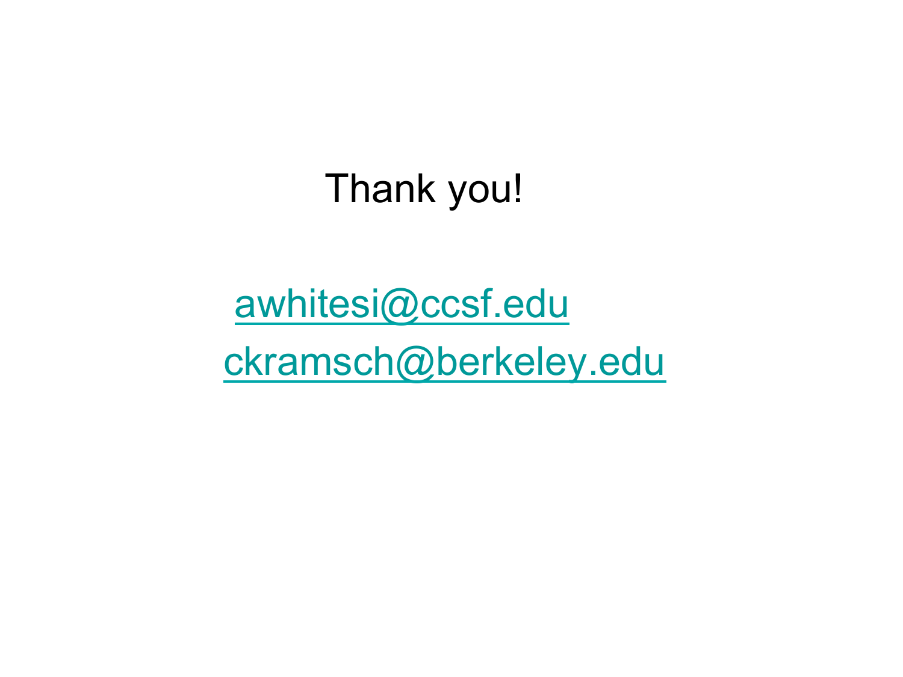Thank you!

awhitesi@ccsf.edu

ckramsch@berkeley.edu